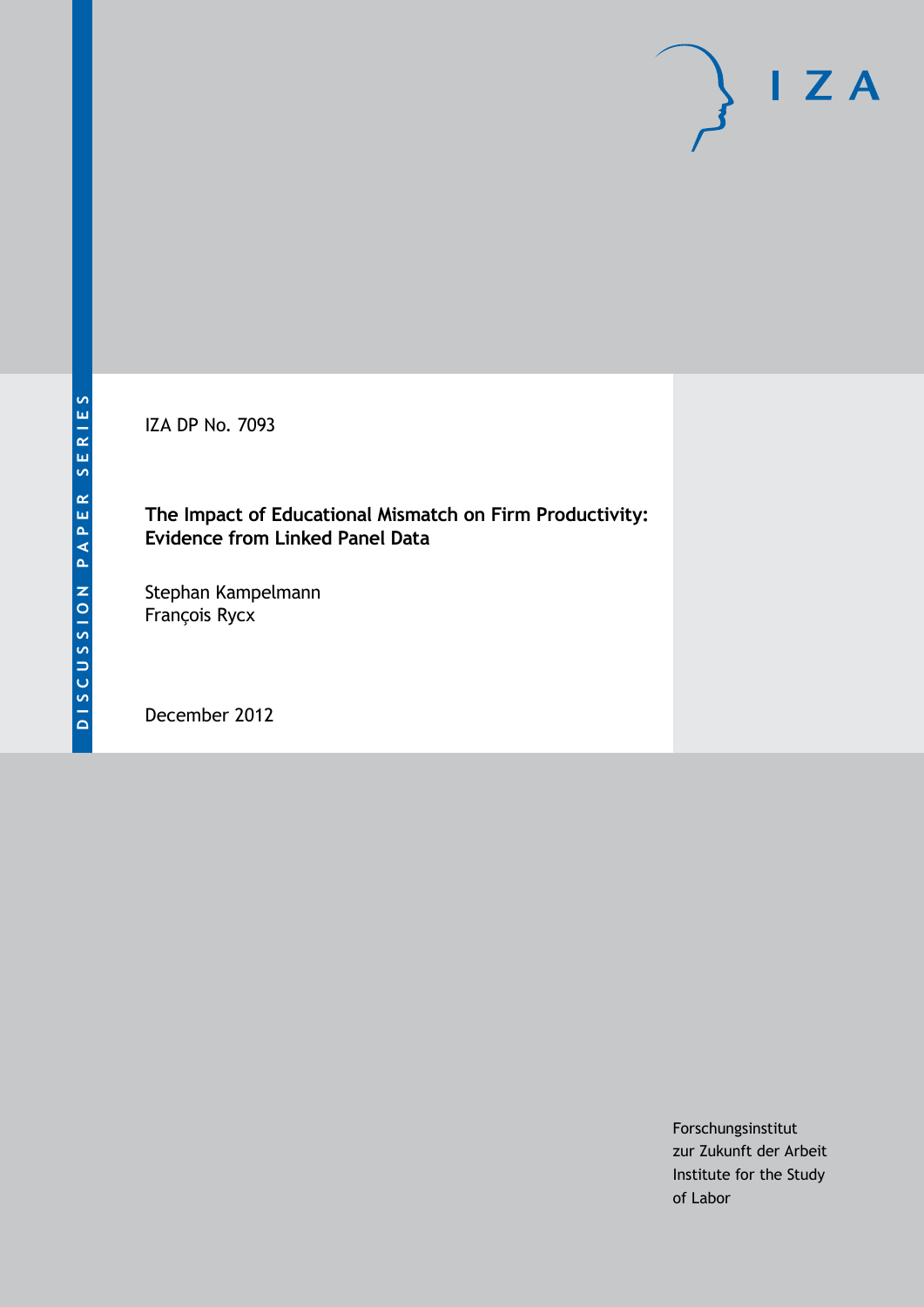DISCUSSION PAPER SERIES

IZA DP No. 7093

**The Impact of Educational Mismatch on Firm Productivity: Evidence from Linked Panel Data**

Stephan Kampelmann
François Rycx

December 2012

Forschungsinstitut
zur Zukunft der Arbeit
Institute for the Study
of Labor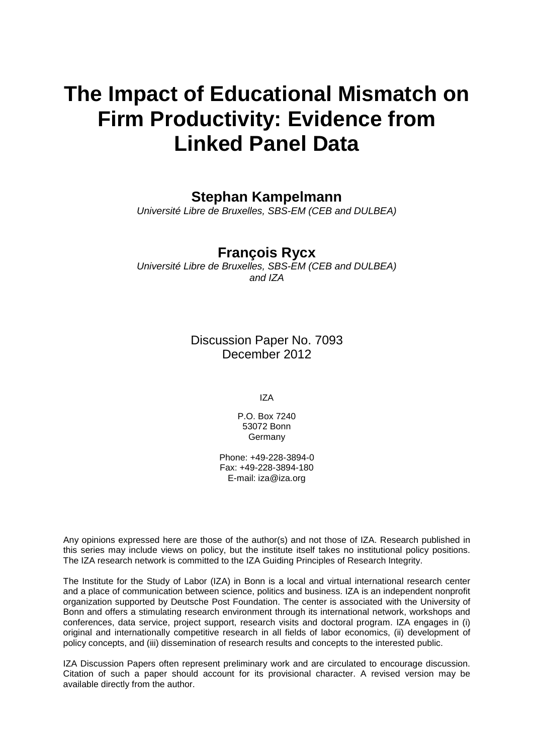# The Impact of Educational Mismatch on Firm Productivity: Evidence from Linked Panel Data

**Stephan Kampelmann**

*Université Libre de Bruxelles, SBS-EM (CEB and DULBEA)*

**François Rycx**

*Université Libre de Bruxelles, SBS-EM (CEB and DULBEA) and IZA*

Discussion Paper No. 7093
December 2012

IZA

P.O. Box 7240
53072 Bonn
Germany

Phone: +49-228-3894-0
Fax: +49-228-3894-180
E-mail: iza@iza.org

Any opinions expressed here are those of the author(s) and not those of IZA. Research published in this series may include views on policy, but the institute itself takes no institutional policy positions. The IZA research network is committed to the IZA Guiding Principles of Research Integrity.

The Institute for the Study of Labor (IZA) in Bonn is a local and virtual international research center and a place of communication between science, politics and business. IZA is an independent nonprofit organization supported by Deutsche Post Foundation. The center is associated with the University of Bonn and offers a stimulating research environment through its international network, workshops and conferences, data service, project support, research visits and doctoral program. IZA engages in (i) original and internationally competitive research in all fields of labor economics, (ii) development of policy concepts, and (iii) dissemination of research results and concepts to the interested public.

IZA Discussion Papers often represent preliminary work and are circulated to encourage discussion. Citation of such a paper should account for its provisional character. A revised version may be available directly from the author.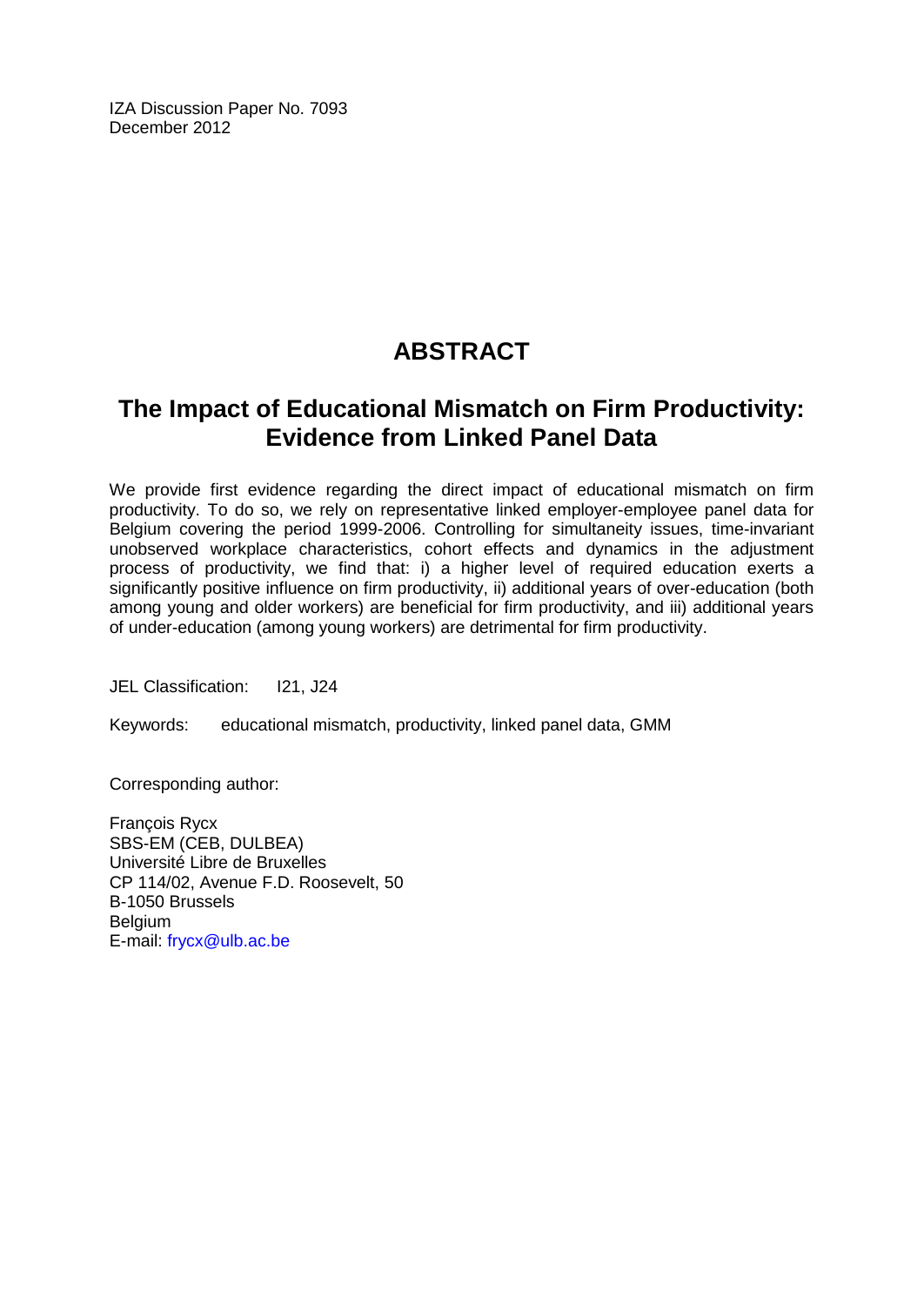IZA Discussion Paper No. 7093
December 2012

# ABSTRACT

## The Impact of Educational Mismatch on Firm Productivity: Evidence from Linked Panel Data

We provide first evidence regarding the direct impact of educational mismatch on firm productivity. To do so, we rely on representative linked employer-employee panel data for Belgium covering the period 1999-2006. Controlling for simultaneity issues, time-invariant unobserved workplace characteristics, cohort effects and dynamics in the adjustment process of productivity, we find that: i) a higher level of required education exerts a significantly positive influence on firm productivity, ii) additional years of over-education (both among young and older workers) are beneficial for firm productivity, and iii) additional years of under-education (among young workers) are detrimental for firm productivity.

JEL Classification: I21, J24

Keywords: educational mismatch, productivity, linked panel data, GMM

Corresponding author:

François Rycx
SBS-EM (CEB, DULBEA)
Université Libre de Bruxelles
CP 114/02, Avenue F.D. Roosevelt, 50
B-1050 Brussels
Belgium
E-mail: frycx@ulb.ac.be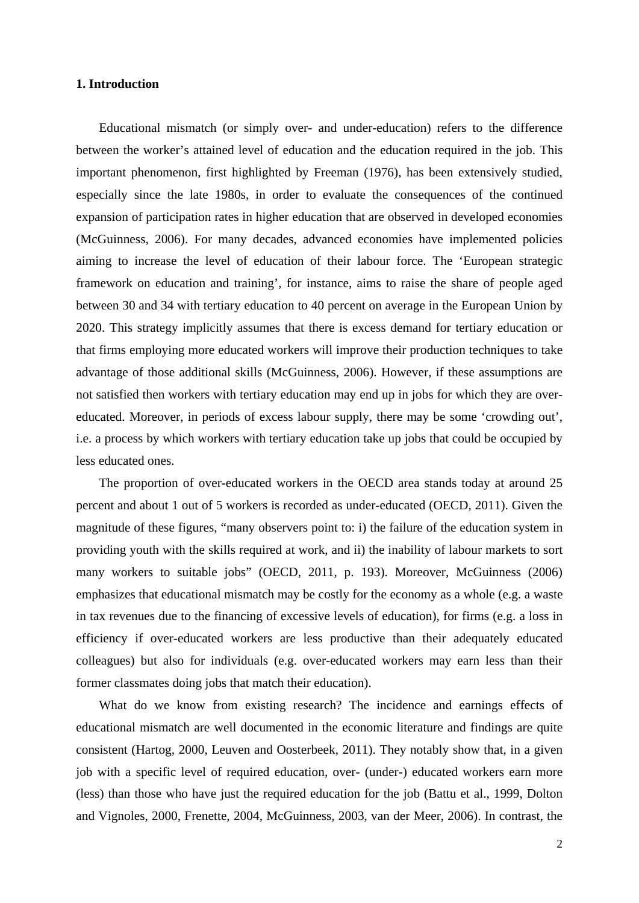## 1. Introduction

Educational mismatch (or simply over- and under-education) refers to the difference between the worker's attained level of education and the education required in the job. This important phenomenon, first highlighted by Freeman (1976), has been extensively studied, especially since the late 1980s, in order to evaluate the consequences of the continued expansion of participation rates in higher education that are observed in developed economies (McGuinness, 2006). For many decades, advanced economies have implemented policies aiming to increase the level of education of their labour force. The 'European strategic framework on education and training', for instance, aims to raise the share of people aged between 30 and 34 with tertiary education to 40 percent on average in the European Union by 2020. This strategy implicitly assumes that there is excess demand for tertiary education or that firms employing more educated workers will improve their production techniques to take advantage of those additional skills (McGuinness, 2006). However, if these assumptions are not satisfied then workers with tertiary education may end up in jobs for which they are over-educated. Moreover, in periods of excess labour supply, there may be some 'crowding out', i.e. a process by which workers with tertiary education take up jobs that could be occupied by less educated ones.

The proportion of over-educated workers in the OECD area stands today at around 25 percent and about 1 out of 5 workers is recorded as under-educated (OECD, 2011). Given the magnitude of these figures, "many observers point to: i) the failure of the education system in providing youth with the skills required at work, and ii) the inability of labour markets to sort many workers to suitable jobs" (OECD, 2011, p. 193). Moreover, McGuinness (2006) emphasizes that educational mismatch may be costly for the economy as a whole (e.g. a waste in tax revenues due to the financing of excessive levels of education), for firms (e.g. a loss in efficiency if over-educated workers are less productive than their adequately educated colleagues) but also for individuals (e.g. over-educated workers may earn less than their former classmates doing jobs that match their education).

What do we know from existing research? The incidence and earnings effects of educational mismatch are well documented in the economic literature and findings are quite consistent (Hartog, 2000, Leuven and Oosterbeek, 2011). They notably show that, in a given job with a specific level of required education, over- (under-) educated workers earn more (less) than those who have just the required education for the job (Battu et al., 1999, Dolton and Vignoles, 2000, Frenette, 2004, McGuinness, 2003, van der Meer, 2006). In contrast, the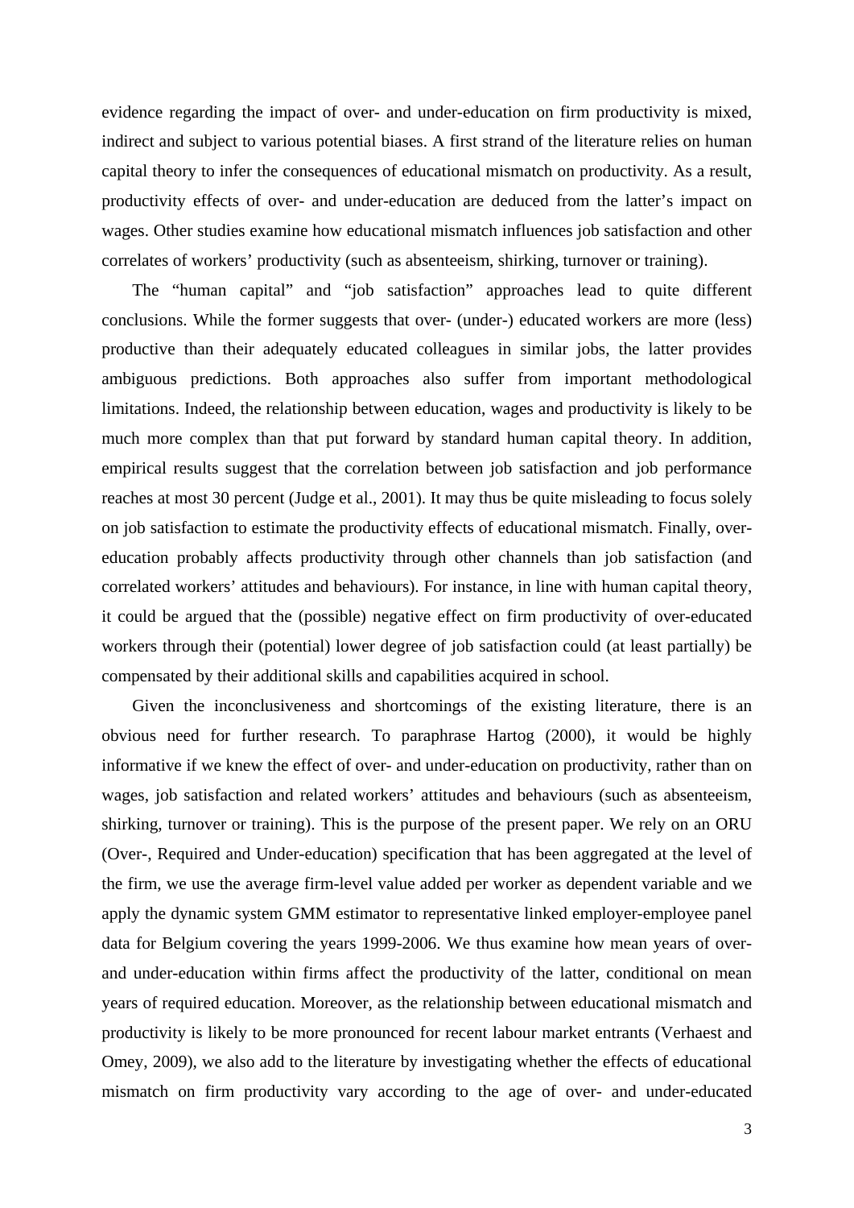evidence regarding the impact of over- and under-education on firm productivity is mixed, indirect and subject to various potential biases. A first strand of the literature relies on human capital theory to infer the consequences of educational mismatch on productivity. As a result, productivity effects of over- and under-education are deduced from the latter's impact on wages. Other studies examine how educational mismatch influences job satisfaction and other correlates of workers' productivity (such as absenteeism, shirking, turnover or training).

The "human capital" and "job satisfaction" approaches lead to quite different conclusions. While the former suggests that over- (under-) educated workers are more (less) productive than their adequately educated colleagues in similar jobs, the latter provides ambiguous predictions. Both approaches also suffer from important methodological limitations. Indeed, the relationship between education, wages and productivity is likely to be much more complex than that put forward by standard human capital theory. In addition, empirical results suggest that the correlation between job satisfaction and job performance reaches at most 30 percent (Judge et al., 2001). It may thus be quite misleading to focus solely on job satisfaction to estimate the productivity effects of educational mismatch. Finally, over-education probably affects productivity through other channels than job satisfaction (and correlated workers' attitudes and behaviours). For instance, in line with human capital theory, it could be argued that the (possible) negative effect on firm productivity of over-educated workers through their (potential) lower degree of job satisfaction could (at least partially) be compensated by their additional skills and capabilities acquired in school.

Given the inconclusiveness and shortcomings of the existing literature, there is an obvious need for further research. To paraphrase Hartog (2000), it would be highly informative if we knew the effect of over- and under-education on productivity, rather than on wages, job satisfaction and related workers' attitudes and behaviours (such as absenteeism, shirking, turnover or training). This is the purpose of the present paper. We rely on an ORU (Over-, Required and Under-education) specification that has been aggregated at the level of the firm, we use the average firm-level value added per worker as dependent variable and we apply the dynamic system GMM estimator to representative linked employer-employee panel data for Belgium covering the years 1999-2006. We thus examine how mean years of over- and under-education within firms affect the productivity of the latter, conditional on mean years of required education. Moreover, as the relationship between educational mismatch and productivity is likely to be more pronounced for recent labour market entrants (Verhaest and Omey, 2009), we also add to the literature by investigating whether the effects of educational mismatch on firm productivity vary according to the age of over- and under-educated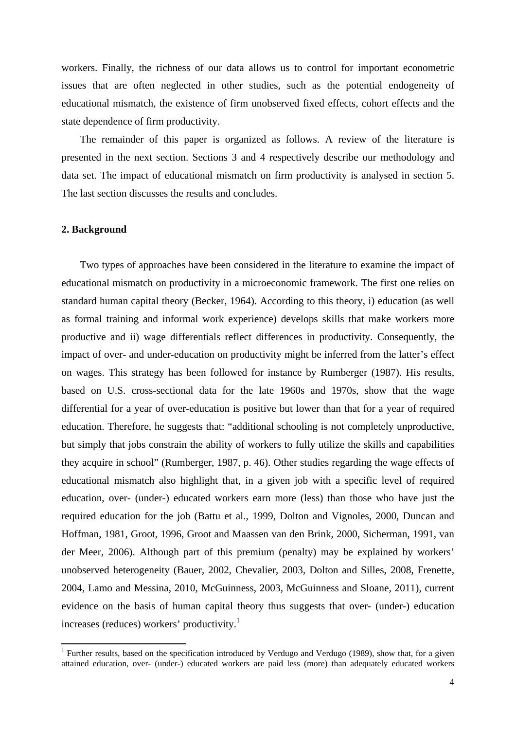workers. Finally, the richness of our data allows us to control for important econometric issues that are often neglected in other studies, such as the potential endogeneity of educational mismatch, the existence of firm unobserved fixed effects, cohort effects and the state dependence of firm productivity.

The remainder of this paper is organized as follows. A review of the literature is presented in the next section. Sections 3 and 4 respectively describe our methodology and data set. The impact of educational mismatch on firm productivity is analysed in section 5. The last section discusses the results and concludes.

## 2. Background

Two types of approaches have been considered in the literature to examine the impact of educational mismatch on productivity in a microeconomic framework. The first one relies on standard human capital theory (Becker, 1964). According to this theory, i) education (as well as formal training and informal work experience) develops skills that make workers more productive and ii) wage differentials reflect differences in productivity. Consequently, the impact of over- and under-education on productivity might be inferred from the latter's effect on wages. This strategy has been followed for instance by Rumberger (1987). His results, based on U.S. cross-sectional data for the late 1960s and 1970s, show that the wage differential for a year of over-education is positive but lower than that for a year of required education. Therefore, he suggests that: "additional schooling is not completely unproductive, but simply that jobs constrain the ability of workers to fully utilize the skills and capabilities they acquire in school" (Rumberger, 1987, p. 46). Other studies regarding the wage effects of educational mismatch also highlight that, in a given job with a specific level of required education, over- (under-) educated workers earn more (less) than those who have just the required education for the job (Battu et al., 1999, Dolton and Vignoles, 2000, Duncan and Hoffman, 1981, Groot, 1996, Groot and Maassen van den Brink, 2000, Sicherman, 1991, van der Meer, 2006). Although part of this premium (penalty) may be explained by workers' unobserved heterogeneity (Bauer, 2002, Chevalier, 2003, Dolton and Silles, 2008, Frenette, 2004, Lamo and Messina, 2010, McGuinness, 2003, McGuinness and Sloane, 2011), current evidence on the basis of human capital theory thus suggests that over- (under-) education increases (reduces) workers' productivity.[1]

[1] Further results, based on the specification introduced by Verdugo and Verdugo (1989), show that, for a given attained education, over- (under-) educated workers are paid less (more) than adequately educated workers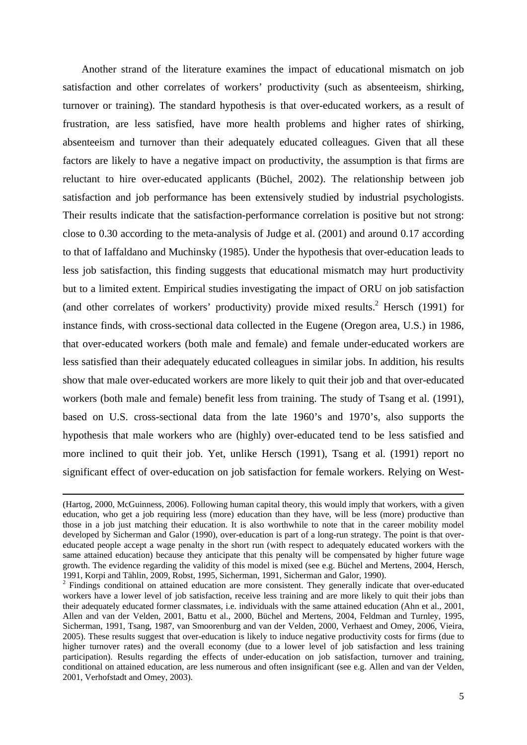Another strand of the literature examines the impact of educational mismatch on job satisfaction and other correlates of workers' productivity (such as absenteeism, shirking, turnover or training). The standard hypothesis is that over-educated workers, as a result of frustration, are less satisfied, have more health problems and higher rates of shirking, absenteeism and turnover than their adequately educated colleagues. Given that all these factors are likely to have a negative impact on productivity, the assumption is that firms are reluctant to hire over-educated applicants (Büchel, 2002). The relationship between job satisfaction and job performance has been extensively studied by industrial psychologists. Their results indicate that the satisfaction-performance correlation is positive but not strong: close to 0.30 according to the meta-analysis of Judge et al. (2001) and around 0.17 according to that of Iaffaldano and Muchinsky (1985). Under the hypothesis that over-education leads to less job satisfaction, this finding suggests that educational mismatch may hurt productivity but to a limited extent. Empirical studies investigating the impact of ORU on job satisfaction (and other correlates of workers' productivity) provide mixed results.[2] Hersch (1991) for instance finds, with cross-sectional data collected in the Eugene (Oregon area, U.S.) in 1986, that over-educated workers (both male and female) and female under-educated workers are less satisfied than their adequately educated colleagues in similar jobs. In addition, his results show that male over-educated workers are more likely to quit their job and that over-educated workers (both male and female) benefit less from training. The study of Tsang et al. (1991), based on U.S. cross-sectional data from the late 1960's and 1970's, also supports the hypothesis that male workers who are (highly) over-educated tend to be less satisfied and more inclined to quit their job. Yet, unlike Hersch (1991), Tsang et al. (1991) report no significant effect of over-education on job satisfaction for female workers. Relying on West-

---

(Hartog, 2000, McGuinness, 2006). Following human capital theory, this would imply that workers, with a given education, who get a job requiring less (more) education than they have, will be less (more) productive than those in a job just matching their education. It is also worthwhile to note that in the career mobility model developed by Sicherman and Galor (1990), over-education is part of a long-run strategy. The point is that over-educated people accept a wage penalty in the short run (with respect to adequately educated workers with the same attained education) because they anticipate that this penalty will be compensated by higher future wage growth. The evidence regarding the validity of this model is mixed (see e.g. Büchel and Mertens, 2004, Hersch, 1991, Korpi and Tåhlin, 2009, Robst, 1995, Sicherman, 1991, Sicherman and Galor, 1990).

[2] Findings conditional on attained education are more consistent. They generally indicate that over-educated workers have a lower level of job satisfaction, receive less training and are more likely to quit their jobs than their adequately educated former classmates, i.e. individuals with the same attained education (Ahn et al., 2001, Allen and van der Velden, 2001, Battu et al., 2000, Büchel and Mertens, 2004, Feldman and Turnley, 1995, Sicherman, 1991, Tsang, 1987, van Smoorenburg and van der Velden, 2000, Verhaest and Omey, 2006, Vieira, 2005). These results suggest that over-education is likely to induce negative productivity costs for firms (due to higher turnover rates) and the overall economy (due to a lower level of job satisfaction and less training participation). Results regarding the effects of under-education on job satisfaction, turnover and training, conditional on attained education, are less numerous and often insignificant (see e.g. Allen and van der Velden, 2001, Verhofstadt and Omey, 2003).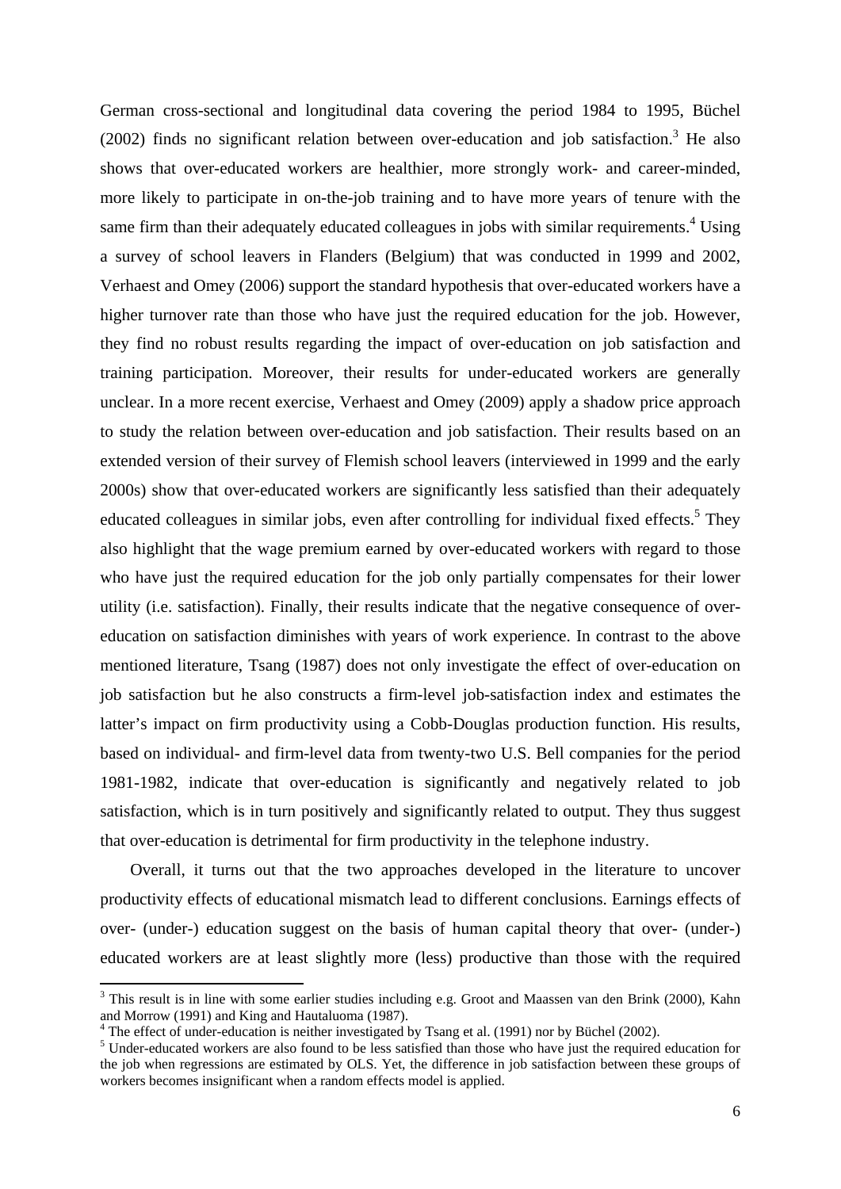German cross-sectional and longitudinal data covering the period 1984 to 1995, Büchel (2002) finds no significant relation between over-education and job satisfaction.[3] He also shows that over-educated workers are healthier, more strongly work- and career-minded, more likely to participate in on-the-job training and to have more years of tenure with the same firm than their adequately educated colleagues in jobs with similar requirements.[4] Using a survey of school leavers in Flanders (Belgium) that was conducted in 1999 and 2002, Verhaest and Omey (2006) support the standard hypothesis that over-educated workers have a higher turnover rate than those who have just the required education for the job. However, they find no robust results regarding the impact of over-education on job satisfaction and training participation. Moreover, their results for under-educated workers are generally unclear. In a more recent exercise, Verhaest and Omey (2009) apply a shadow price approach to study the relation between over-education and job satisfaction. Their results based on an extended version of their survey of Flemish school leavers (interviewed in 1999 and the early 2000s) show that over-educated workers are significantly less satisfied than their adequately educated colleagues in similar jobs, even after controlling for individual fixed effects.[5] They also highlight that the wage premium earned by over-educated workers with regard to those who have just the required education for the job only partially compensates for their lower utility (i.e. satisfaction). Finally, their results indicate that the negative consequence of over-education on satisfaction diminishes with years of work experience. In contrast to the above mentioned literature, Tsang (1987) does not only investigate the effect of over-education on job satisfaction but he also constructs a firm-level job-satisfaction index and estimates the latter's impact on firm productivity using a Cobb-Douglas production function. His results, based on individual- and firm-level data from twenty-two U.S. Bell companies for the period 1981-1982, indicate that over-education is significantly and negatively related to job satisfaction, which is in turn positively and significantly related to output. They thus suggest that over-education is detrimental for firm productivity in the telephone industry.

Overall, it turns out that the two approaches developed in the literature to uncover productivity effects of educational mismatch lead to different conclusions. Earnings effects of over- (under-) education suggest on the basis of human capital theory that over- (under-) educated workers are at least slightly more (less) productive than those with the required

---

[3] This result is in line with some earlier studies including e.g. Groot and Maassen van den Brink (2000), Kahn and Morrow (1991) and King and Hautaluoma (1987).

[4] The effect of under-education is neither investigated by Tsang et al. (1991) nor by Büchel (2002).

[5] Under-educated workers are also found to be less satisfied than those who have just the required education for the job when regressions are estimated by OLS. Yet, the difference in job satisfaction between these groups of workers becomes insignificant when a random effects model is applied.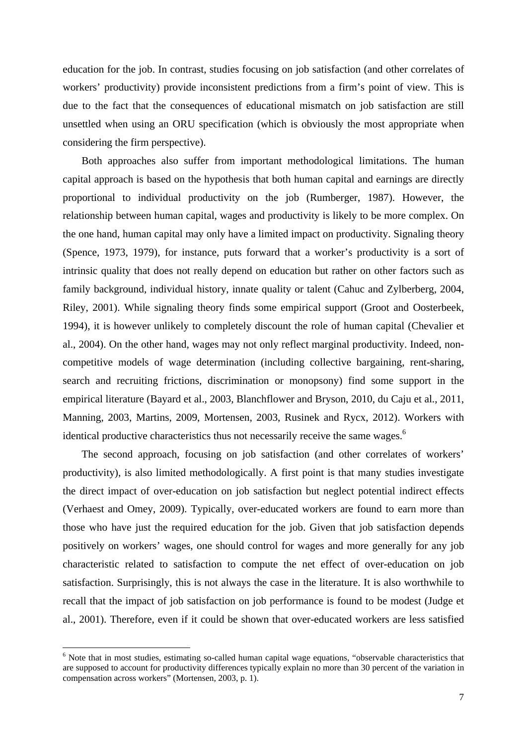education for the job. In contrast, studies focusing on job satisfaction (and other correlates of workers' productivity) provide inconsistent predictions from a firm's point of view. This is due to the fact that the consequences of educational mismatch on job satisfaction are still unsettled when using an ORU specification (which is obviously the most appropriate when considering the firm perspective).

Both approaches also suffer from important methodological limitations. The human capital approach is based on the hypothesis that both human capital and earnings are directly proportional to individual productivity on the job (Rumberger, 1987). However, the relationship between human capital, wages and productivity is likely to be more complex. On the one hand, human capital may only have a limited impact on productivity. Signaling theory (Spence, 1973, 1979), for instance, puts forward that a worker's productivity is a sort of intrinsic quality that does not really depend on education but rather on other factors such as family background, individual history, innate quality or talent (Cahuc and Zylberberg, 2004, Riley, 2001). While signaling theory finds some empirical support (Groot and Oosterbeek, 1994), it is however unlikely to completely discount the role of human capital (Chevalier et al., 2004). On the other hand, wages may not only reflect marginal productivity. Indeed, non-competitive models of wage determination (including collective bargaining, rent-sharing, search and recruiting frictions, discrimination or monopsony) find some support in the empirical literature (Bayard et al., 2003, Blanchflower and Bryson, 2010, du Caju et al., 2011, Manning, 2003, Martins, 2009, Mortensen, 2003, Rusinek and Rycx, 2012). Workers with identical productive characteristics thus not necessarily receive the same wages.[6]

The second approach, focusing on job satisfaction (and other correlates of workers' productivity), is also limited methodologically. A first point is that many studies investigate the direct impact of over-education on job satisfaction but neglect potential indirect effects (Verhaest and Omey, 2009). Typically, over-educated workers are found to earn more than those who have just the required education for the job. Given that job satisfaction depends positively on workers' wages, one should control for wages and more generally for any job characteristic related to satisfaction to compute the net effect of over-education on job satisfaction. Surprisingly, this is not always the case in the literature. It is also worthwhile to recall that the impact of job satisfaction on job performance is found to be modest (Judge et al., 2001). Therefore, even if it could be shown that over-educated workers are less satisfied

---

[6] Note that in most studies, estimating so-called human capital wage equations, "observable characteristics that are supposed to account for productivity differences typically explain no more than 30 percent of the variation in compensation across workers" (Mortensen, 2003, p. 1).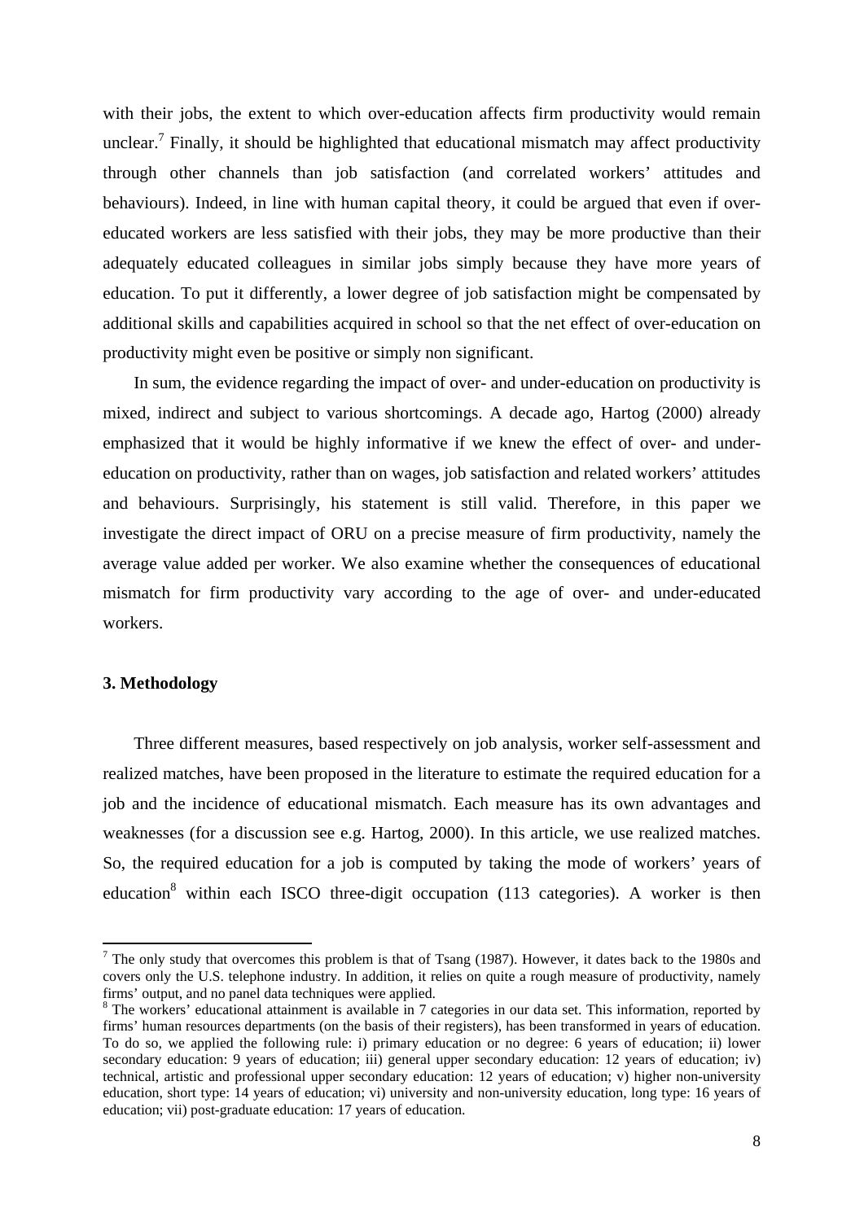with their jobs, the extent to which over-education affects firm productivity would remain unclear.[7] Finally, it should be highlighted that educational mismatch may affect productivity through other channels than job satisfaction (and correlated workers' attitudes and behaviours). Indeed, in line with human capital theory, it could be argued that even if over-educated workers are less satisfied with their jobs, they may be more productive than their adequately educated colleagues in similar jobs simply because they have more years of education. To put it differently, a lower degree of job satisfaction might be compensated by additional skills and capabilities acquired in school so that the net effect of over-education on productivity might even be positive or simply non significant.

In sum, the evidence regarding the impact of over- and under-education on productivity is mixed, indirect and subject to various shortcomings. A decade ago, Hartog (2000) already emphasized that it would be highly informative if we knew the effect of over- and under-education on productivity, rather than on wages, job satisfaction and related workers' attitudes and behaviours. Surprisingly, his statement is still valid. Therefore, in this paper we investigate the direct impact of ORU on a precise measure of firm productivity, namely the average value added per worker. We also examine whether the consequences of educational mismatch for firm productivity vary according to the age of over- and under-educated workers.

### 3. Methodology

Three different measures, based respectively on job analysis, worker self-assessment and realized matches, have been proposed in the literature to estimate the required education for a job and the incidence of educational mismatch. Each measure has its own advantages and weaknesses (for a discussion see e.g. Hartog, 2000). In this article, we use realized matches. So, the required education for a job is computed by taking the mode of workers' years of education[8] within each ISCO three-digit occupation (113 categories). A worker is then

---

[7] The only study that overcomes this problem is that of Tsang (1987). However, it dates back to the 1980s and covers only the U.S. telephone industry. In addition, it relies on quite a rough measure of productivity, namely firms' output, and no panel data techniques were applied.

[8] The workers' educational attainment is available in 7 categories in our data set. This information, reported by firms' human resources departments (on the basis of their registers), has been transformed in years of education. To do so, we applied the following rule: i) primary education or no degree: 6 years of education; ii) lower secondary education: 9 years of education; iii) general upper secondary education: 12 years of education; iv) technical, artistic and professional upper secondary education: 12 years of education; v) higher non-university education, short type: 14 years of education; vi) university and non-university education, long type: 16 years of education; vii) post-graduate education: 17 years of education.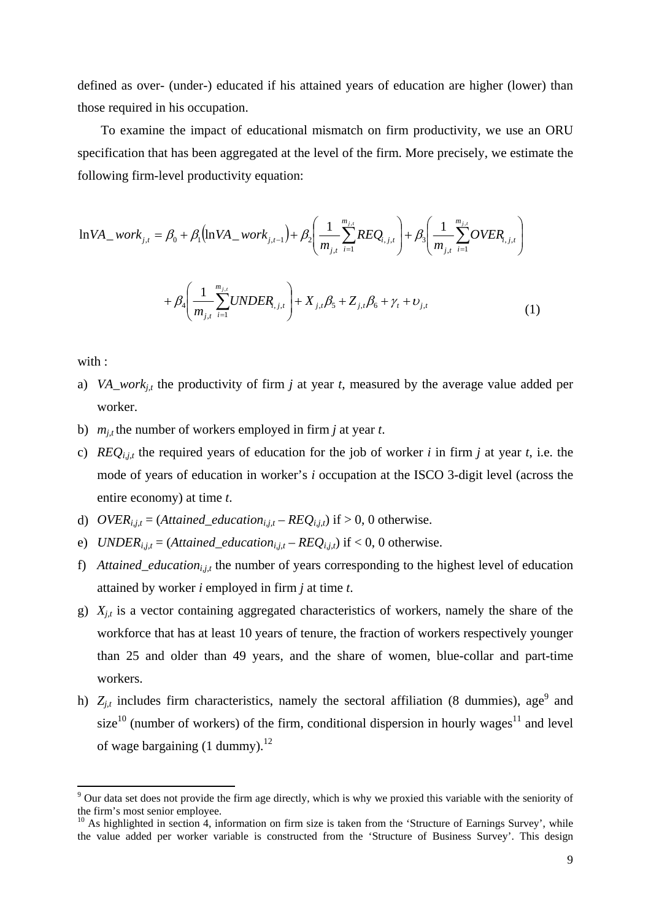defined as over- (under-) educated if his attained years of education are higher (lower) than those required in his occupation.

To examine the impact of educational mismatch on firm productivity, we use an ORU specification that has been aggregated at the level of the firm. More precisely, we estimate the following firm-level productivity equation:

$$\ln VA\_work_{j,t} = \beta_0 + \beta_1\left(\ln VA\_work_{j,t-1}\right) + \beta_2\left(\frac{1}{m_{j,t}}\sum_{i=1}^{m_{j,t}} REQ_{i,j,t}\right) + \beta_3\left(\frac{1}{m_{j,t}}\sum_{i=1}^{m_{j,t}} OVER_{i,j,t}\right)$$

$$+ \beta_4\left(\frac{1}{m_{j,t}}\sum_{i=1}^{m_{j,t}} UNDER_{i,j,t}\right) + X_{j,t}\beta_5 + Z_{j,t}\beta_6 + \gamma_t + \upsilon_{j,t} \tag{1}$$

with :

a) $VA\_work_{j,t}$ the productivity of firm *j* at year *t*, measured by the average value added per worker.
b) $m_{j,t}$ the number of workers employed in firm *j* at year *t*.
c) $REQ_{i,j,t}$ the required years of education for the job of worker *i* in firm *j* at year *t*, i.e. the mode of years of education in worker's *i* occupation at the ISCO 3-digit level (across the entire economy) at time *t*.
d) $OVER_{i,j,t} = (Attained\_education_{i,j,t} - REQ_{i,j,t})$ if > 0, 0 otherwise.
e) $UNDER_{i,j,t} = (Attained\_education_{i,j,t} - REQ_{i,j,t})$ if < 0, 0 otherwise.
f) $Attained\_education_{i,j,t}$ the number of years corresponding to the highest level of education attained by worker *i* employed in firm *j* at time *t*.
g) $X_{j,t}$ is a vector containing aggregated characteristics of workers, namely the share of the workforce that has at least 10 years of tenure, the fraction of workers respectively younger than 25 and older than 49 years, and the share of women, blue-collar and part-time workers.
h) $Z_{j,t}$ includes firm characteristics, namely the sectoral affiliation (8 dummies), age[9] and size[10] (number of workers) of the firm, conditional dispersion in hourly wages[11] and level of wage bargaining (1 dummy).[12]

[9] Our data set does not provide the firm age directly, which is why we proxied this variable with the seniority of the firm's most senior employee.

[10] As highlighted in section 4, information on firm size is taken from the 'Structure of Earnings Survey', while the value added per worker variable is constructed from the 'Structure of Business Survey'. This design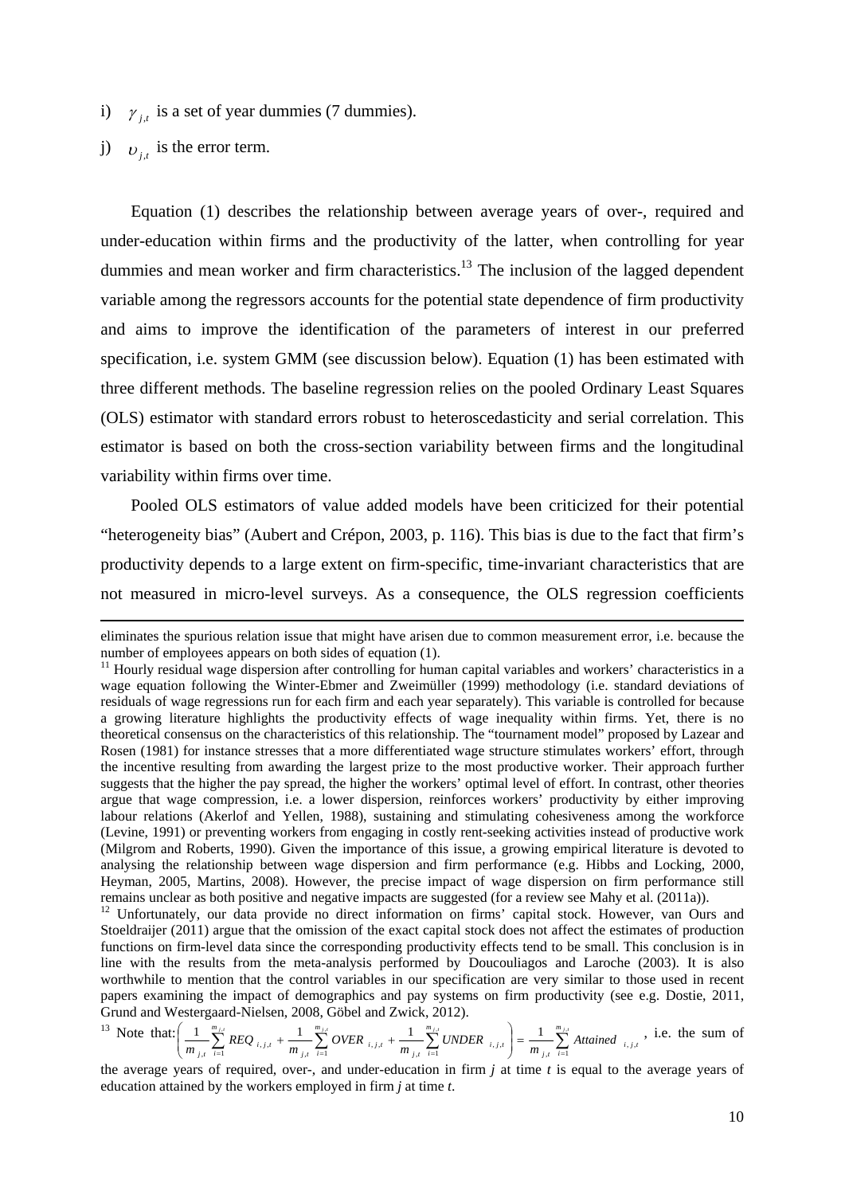i) $\gamma_{j,t}$ is a set of year dummies (7 dummies).

j) $\upsilon_{j,t}$ is the error term.

Equation (1) describes the relationship between average years of over-, required and under-education within firms and the productivity of the latter, when controlling for year dummies and mean worker and firm characteristics.[13] The inclusion of the lagged dependent variable among the regressors accounts for the potential state dependence of firm productivity and aims to improve the identification of the parameters of interest in our preferred specification, i.e. system GMM (see discussion below). Equation (1) has been estimated with three different methods. The baseline regression relies on the pooled Ordinary Least Squares (OLS) estimator with standard errors robust to heteroscedasticity and serial correlation. This estimator is based on both the cross-section variability between firms and the longitudinal variability within firms over time.

Pooled OLS estimators of value added models have been criticized for their potential "heterogeneity bias" (Aubert and Crépon, 2003, p. 116). This bias is due to the fact that firm's productivity depends to a large extent on firm-specific, time-invariant characteristics that are not measured in micro-level surveys. As a consequence, the OLS regression coefficients

---

eliminates the spurious relation issue that might have arisen due to common measurement error, i.e. because the number of employees appears on both sides of equation (1).

[11] Hourly residual wage dispersion after controlling for human capital variables and workers' characteristics in a wage equation following the Winter-Ebmer and Zweimüller (1999) methodology (i.e. standard deviations of residuals of wage regressions run for each firm and each year separately). This variable is controlled for because a growing literature highlights the productivity effects of wage inequality within firms. Yet, there is no theoretical consensus on the characteristics of this relationship. The "tournament model" proposed by Lazear and Rosen (1981) for instance stresses that a more differentiated wage structure stimulates workers' effort, through the incentive resulting from awarding the largest prize to the most productive worker. Their approach further suggests that the higher the pay spread, the higher the workers' optimal level of effort. In contrast, other theories argue that wage compression, i.e. a lower dispersion, reinforces workers' productivity by either improving labour relations (Akerlof and Yellen, 1988), sustaining and stimulating cohesiveness among the workforce (Levine, 1991) or preventing workers from engaging in costly rent-seeking activities instead of productive work (Milgrom and Roberts, 1990). Given the importance of this issue, a growing empirical literature is devoted to analysing the relationship between wage dispersion and firm performance (e.g. Hibbs and Locking, 2000, Heyman, 2005, Martins, 2008). However, the precise impact of wage dispersion on firm performance still remains unclear as both positive and negative impacts are suggested (for a review see Mahy et al. (2011a)).

[12] Unfortunately, our data provide no direct information on firms' capital stock. However, van Ours and Stoeldraijer (2011) argue that the omission of the exact capital stock does not affect the estimates of production functions on firm-level data since the corresponding productivity effects tend to be small. This conclusion is in line with the results from the meta-analysis performed by Doucouliagos and Laroche (2003). It is also worthwhile to mention that the control variables in our specification are very similar to those used in recent papers examining the impact of demographics and pay systems on firm productivity (see e.g. Dostie, 2011, Grund and Westergaard-Nielsen, 2008, Göbel and Zwick, 2012).

[13] Note that: $\left( \frac{1}{m_{j,t}} \sum_{i=1}^{m_{j,t}} REQ_{i,j,t} + \frac{1}{m_{j,t}} \sum_{i=1}^{m_{j,t}} OVER_{i,j,t} + \frac{1}{m_{j,t}} \sum_{i=1}^{m_{j,t}} UNDER_{i,j,t} \right) = \frac{1}{m_{j,t}} \sum_{i=1}^{m_{j,t}} Attained_{i,j,t}$, i.e. the sum of the average years of required, over-, and under-education in firm *j* at time *t* is equal to the average years of education attained by the workers employed in firm *j* at time *t*.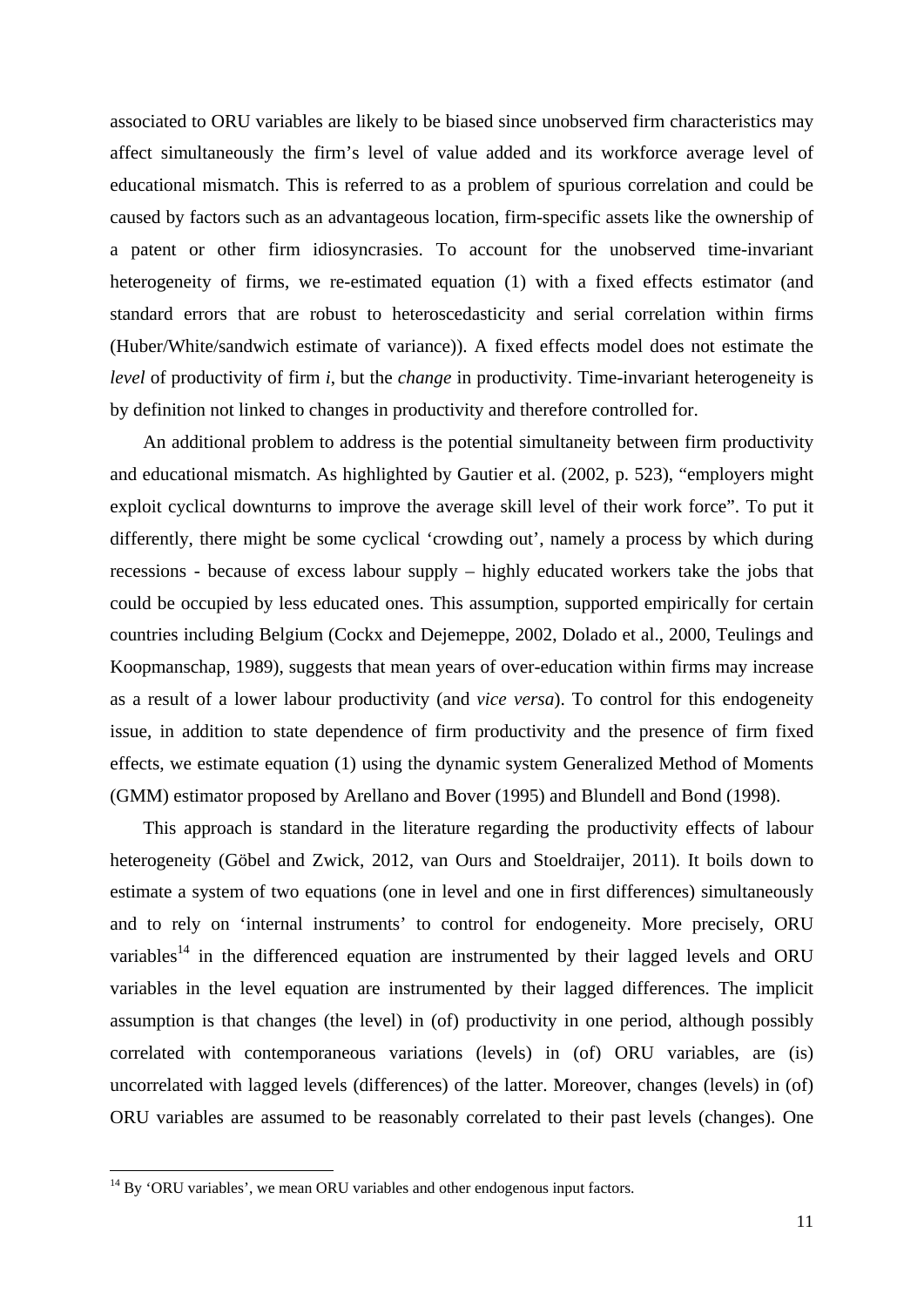associated to ORU variables are likely to be biased since unobserved firm characteristics may affect simultaneously the firm's level of value added and its workforce average level of educational mismatch. This is referred to as a problem of spurious correlation and could be caused by factors such as an advantageous location, firm-specific assets like the ownership of a patent or other firm idiosyncrasies. To account for the unobserved time-invariant heterogeneity of firms, we re-estimated equation (1) with a fixed effects estimator (and standard errors that are robust to heteroscedasticity and serial correlation within firms (Huber/White/sandwich estimate of variance)). A fixed effects model does not estimate the *level* of productivity of firm *i*, but the *change* in productivity. Time-invariant heterogeneity is by definition not linked to changes in productivity and therefore controlled for.

An additional problem to address is the potential simultaneity between firm productivity and educational mismatch. As highlighted by Gautier et al. (2002, p. 523), "employers might exploit cyclical downturns to improve the average skill level of their work force". To put it differently, there might be some cyclical 'crowding out', namely a process by which during recessions - because of excess labour supply – highly educated workers take the jobs that could be occupied by less educated ones. This assumption, supported empirically for certain countries including Belgium (Cockx and Dejemeppe, 2002, Dolado et al., 2000, Teulings and Koopmanschap, 1989), suggests that mean years of over-education within firms may increase as a result of a lower labour productivity (and *vice versa*). To control for this endogeneity issue, in addition to state dependence of firm productivity and the presence of firm fixed effects, we estimate equation (1) using the dynamic system Generalized Method of Moments (GMM) estimator proposed by Arellano and Bover (1995) and Blundell and Bond (1998).

This approach is standard in the literature regarding the productivity effects of labour heterogeneity (Göbel and Zwick, 2012, van Ours and Stoeldraijer, 2011). It boils down to estimate a system of two equations (one in level and one in first differences) simultaneously and to rely on 'internal instruments' to control for endogeneity. More precisely, ORU variables[14] in the differenced equation are instrumented by their lagged levels and ORU variables in the level equation are instrumented by their lagged differences. The implicit assumption is that changes (the level) in (of) productivity in one period, although possibly correlated with contemporaneous variations (levels) in (of) ORU variables, are (is) uncorrelated with lagged levels (differences) of the latter. Moreover, changes (levels) in (of) ORU variables are assumed to be reasonably correlated to their past levels (changes). One

[14] By 'ORU variables', we mean ORU variables and other endogenous input factors.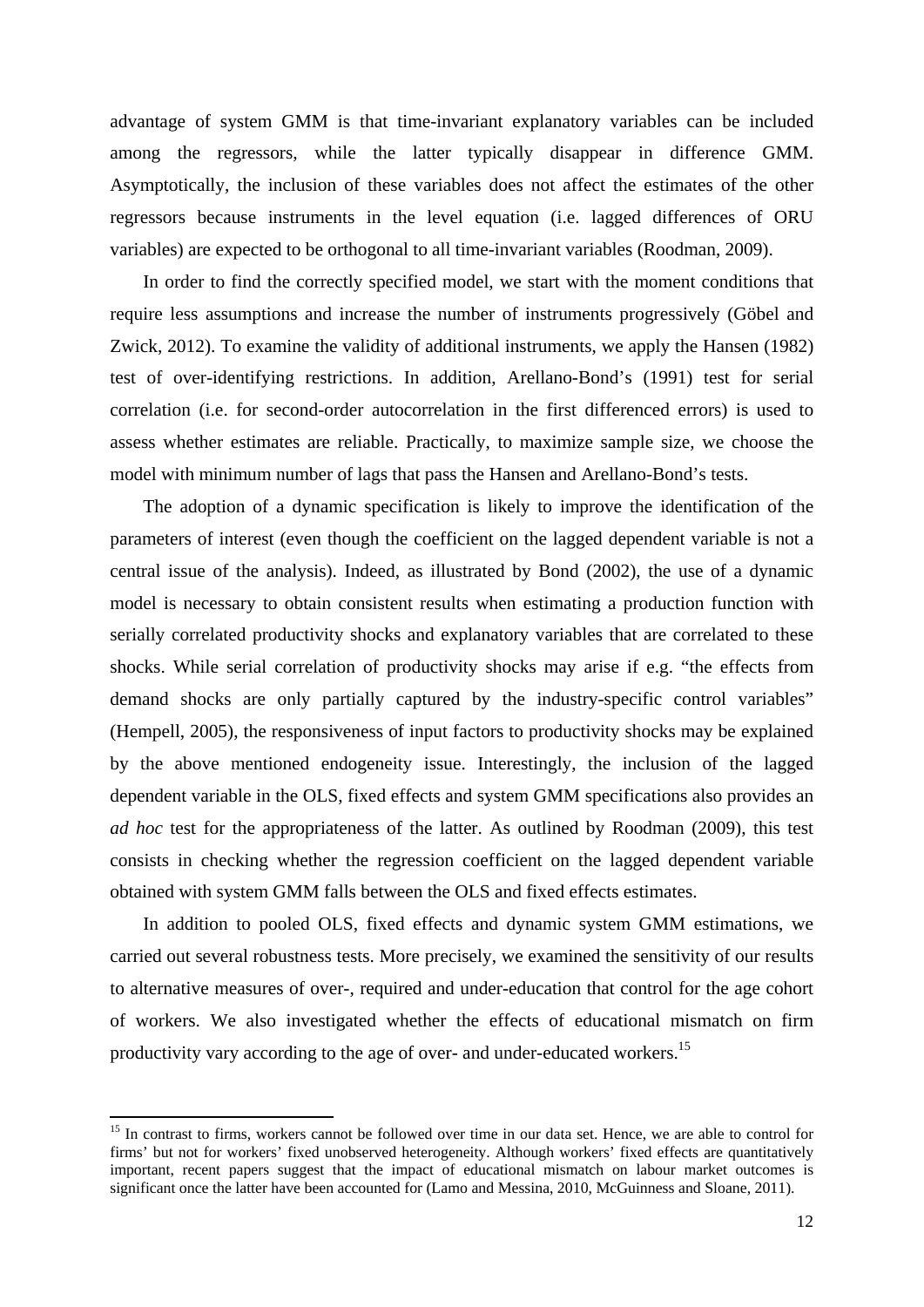advantage of system GMM is that time-invariant explanatory variables can be included among the regressors, while the latter typically disappear in difference GMM. Asymptotically, the inclusion of these variables does not affect the estimates of the other regressors because instruments in the level equation (i.e. lagged differences of ORU variables) are expected to be orthogonal to all time-invariant variables (Roodman, 2009).

In order to find the correctly specified model, we start with the moment conditions that require less assumptions and increase the number of instruments progressively (Göbel and Zwick, 2012). To examine the validity of additional instruments, we apply the Hansen (1982) test of over-identifying restrictions. In addition, Arellano-Bond's (1991) test for serial correlation (i.e. for second-order autocorrelation in the first differenced errors) is used to assess whether estimates are reliable. Practically, to maximize sample size, we choose the model with minimum number of lags that pass the Hansen and Arellano-Bond's tests.

The adoption of a dynamic specification is likely to improve the identification of the parameters of interest (even though the coefficient on the lagged dependent variable is not a central issue of the analysis). Indeed, as illustrated by Bond (2002), the use of a dynamic model is necessary to obtain consistent results when estimating a production function with serially correlated productivity shocks and explanatory variables that are correlated to these shocks. While serial correlation of productivity shocks may arise if e.g. "the effects from demand shocks are only partially captured by the industry-specific control variables" (Hempell, 2005), the responsiveness of input factors to productivity shocks may be explained by the above mentioned endogeneity issue. Interestingly, the inclusion of the lagged dependent variable in the OLS, fixed effects and system GMM specifications also provides an *ad hoc* test for the appropriateness of the latter. As outlined by Roodman (2009), this test consists in checking whether the regression coefficient on the lagged dependent variable obtained with system GMM falls between the OLS and fixed effects estimates.

In addition to pooled OLS, fixed effects and dynamic system GMM estimations, we carried out several robustness tests. More precisely, we examined the sensitivity of our results to alternative measures of over-, required and under-education that control for the age cohort of workers. We also investigated whether the effects of educational mismatch on firm productivity vary according to the age of over- and under-educated workers.[15]

[15] In contrast to firms, workers cannot be followed over time in our data set. Hence, we are able to control for firms' but not for workers' fixed unobserved heterogeneity. Although workers' fixed effects are quantitatively important, recent papers suggest that the impact of educational mismatch on labour market outcomes is significant once the latter have been accounted for (Lamo and Messina, 2010, McGuinness and Sloane, 2011).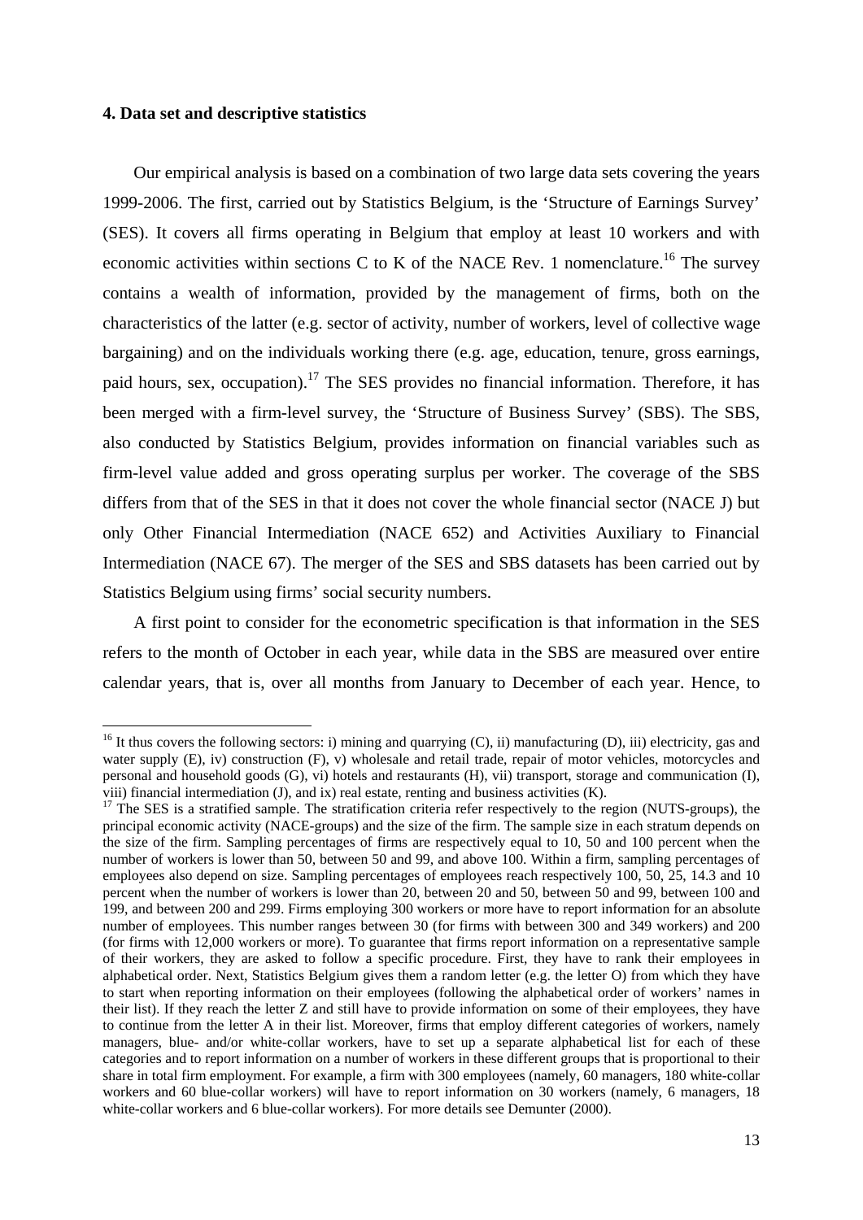### 4. Data set and descriptive statistics

Our empirical analysis is based on a combination of two large data sets covering the years 1999-2006. The first, carried out by Statistics Belgium, is the 'Structure of Earnings Survey' (SES). It covers all firms operating in Belgium that employ at least 10 workers and with economic activities within sections C to K of the NACE Rev. 1 nomenclature.[16] The survey contains a wealth of information, provided by the management of firms, both on the characteristics of the latter (e.g. sector of activity, number of workers, level of collective wage bargaining) and on the individuals working there (e.g. age, education, tenure, gross earnings, paid hours, sex, occupation).[17] The SES provides no financial information. Therefore, it has been merged with a firm-level survey, the 'Structure of Business Survey' (SBS). The SBS, also conducted by Statistics Belgium, provides information on financial variables such as firm-level value added and gross operating surplus per worker. The coverage of the SBS differs from that of the SES in that it does not cover the whole financial sector (NACE J) but only Other Financial Intermediation (NACE 652) and Activities Auxiliary to Financial Intermediation (NACE 67). The merger of the SES and SBS datasets has been carried out by Statistics Belgium using firms' social security numbers.

A first point to consider for the econometric specification is that information in the SES refers to the month of October in each year, while data in the SBS are measured over entire calendar years, that is, over all months from January to December of each year. Hence, to

---

[16] It thus covers the following sectors: i) mining and quarrying (C), ii) manufacturing (D), iii) electricity, gas and water supply (E), iv) construction (F), v) wholesale and retail trade, repair of motor vehicles, motorcycles and personal and household goods (G), vi) hotels and restaurants (H), vii) transport, storage and communication (I), viii) financial intermediation (J), and ix) real estate, renting and business activities (K).

[17] The SES is a stratified sample. The stratification criteria refer respectively to the region (NUTS-groups), the principal economic activity (NACE-groups) and the size of the firm. The sample size in each stratum depends on the size of the firm. Sampling percentages of firms are respectively equal to 10, 50 and 100 percent when the number of workers is lower than 50, between 50 and 99, and above 100. Within a firm, sampling percentages of employees also depend on size. Sampling percentages of employees reach respectively 100, 50, 25, 14.3 and 10 percent when the number of workers is lower than 20, between 20 and 50, between 50 and 99, between 100 and 199, and between 200 and 299. Firms employing 300 workers or more have to report information for an absolute number of employees. This number ranges between 30 (for firms with between 300 and 349 workers) and 200 (for firms with 12,000 workers or more). To guarantee that firms report information on a representative sample of their workers, they are asked to follow a specific procedure. First, they have to rank their employees in alphabetical order. Next, Statistics Belgium gives them a random letter (e.g. the letter O) from which they have to start when reporting information on their employees (following the alphabetical order of workers' names in their list). If they reach the letter Z and still have to provide information on some of their employees, they have to continue from the letter A in their list. Moreover, firms that employ different categories of workers, namely managers, blue- and/or white-collar workers, have to set up a separate alphabetical list for each of these categories and to report information on a number of workers in these different groups that is proportional to their share in total firm employment. For example, a firm with 300 employees (namely, 60 managers, 180 white-collar workers and 60 blue-collar workers) will have to report information on 30 workers (namely, 6 managers, 18 white-collar workers and 6 blue-collar workers). For more details see Demunter (2000).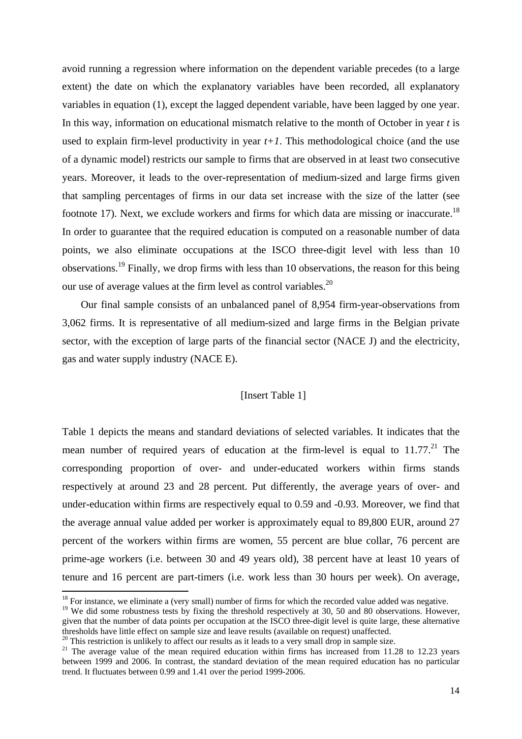avoid running a regression where information on the dependent variable precedes (to a large extent) the date on which the explanatory variables have been recorded, all explanatory variables in equation (1), except the lagged dependent variable, have been lagged by one year. In this way, information on educational mismatch relative to the month of October in year *t* is used to explain firm-level productivity in year *t+1*. This methodological choice (and the use of a dynamic model) restricts our sample to firms that are observed in at least two consecutive years. Moreover, it leads to the over-representation of medium-sized and large firms given that sampling percentages of firms in our data set increase with the size of the latter (see footnote 17). Next, we exclude workers and firms for which data are missing or inaccurate.[18] In order to guarantee that the required education is computed on a reasonable number of data points, we also eliminate occupations at the ISCO three-digit level with less than 10 observations.[19] Finally, we drop firms with less than 10 observations, the reason for this being our use of average values at the firm level as control variables.[20]

Our final sample consists of an unbalanced panel of 8,954 firm-year-observations from 3,062 firms. It is representative of all medium-sized and large firms in the Belgian private sector, with the exception of large parts of the financial sector (NACE J) and the electricity, gas and water supply industry (NACE E).

[Insert Table 1]

Table 1 depicts the means and standard deviations of selected variables. It indicates that the mean number of required years of education at the firm-level is equal to 11.77.[21] The corresponding proportion of over- and under-educated workers within firms stands respectively at around 23 and 28 percent. Put differently, the average years of over- and under-education within firms are respectively equal to 0.59 and -0.93. Moreover, we find that the average annual value added per worker is approximately equal to 89,800 EUR, around 27 percent of the workers within firms are women, 55 percent are blue collar, 76 percent are prime-age workers (i.e. between 30 and 49 years old), 38 percent have at least 10 years of tenure and 16 percent are part-timers (i.e. work less than 30 hours per week). On average,

[18] For instance, we eliminate a (very small) number of firms for which the recorded value added was negative.

[19] We did some robustness tests by fixing the threshold respectively at 30, 50 and 80 observations. However, given that the number of data points per occupation at the ISCO three-digit level is quite large, these alternative thresholds have little effect on sample size and leave results (available on request) unaffected.

[20] This restriction is unlikely to affect our results as it leads to a very small drop in sample size.

[21] The average value of the mean required education within firms has increased from 11.28 to 12.23 years between 1999 and 2006. In contrast, the standard deviation of the mean required education has no particular trend. It fluctuates between 0.99 and 1.41 over the period 1999-2006.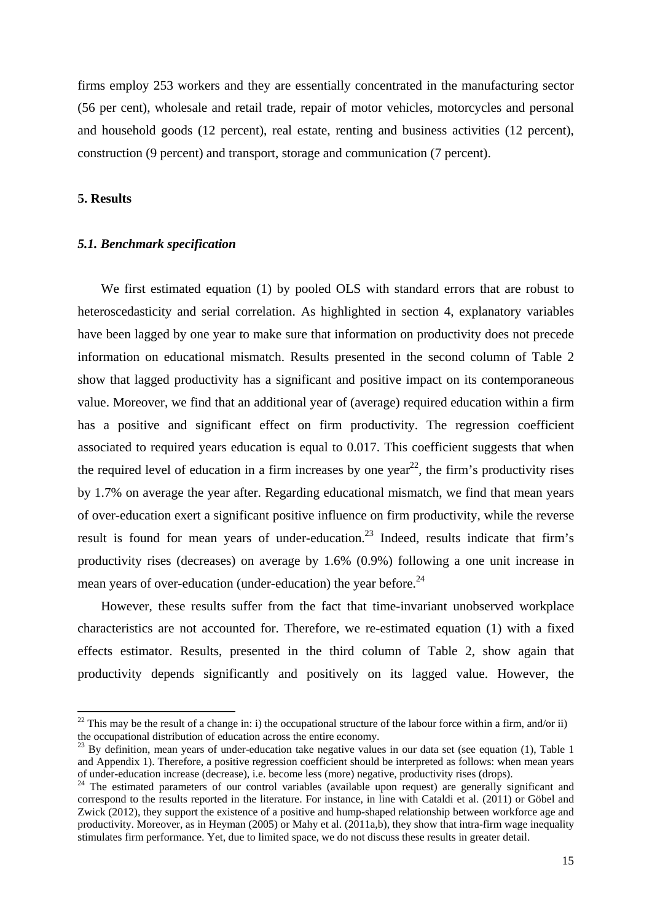firms employ 253 workers and they are essentially concentrated in the manufacturing sector (56 per cent), wholesale and retail trade, repair of motor vehicles, motorcycles and personal and household goods (12 percent), real estate, renting and business activities (12 percent), construction (9 percent) and transport, storage and communication (7 percent).

## 5. Results

### *5.1. Benchmark specification*

We first estimated equation (1) by pooled OLS with standard errors that are robust to heteroscedasticity and serial correlation. As highlighted in section 4, explanatory variables have been lagged by one year to make sure that information on productivity does not precede information on educational mismatch. Results presented in the second column of Table 2 show that lagged productivity has a significant and positive impact on its contemporaneous value. Moreover, we find that an additional year of (average) required education within a firm has a positive and significant effect on firm productivity. The regression coefficient associated to required years education is equal to 0.017. This coefficient suggests that when the required level of education in a firm increases by one year[22], the firm's productivity rises by 1.7% on average the year after. Regarding educational mismatch, we find that mean years of over-education exert a significant positive influence on firm productivity, while the reverse result is found for mean years of under-education.[23] Indeed, results indicate that firm's productivity rises (decreases) on average by 1.6% (0.9%) following a one unit increase in mean years of over-education (under-education) the year before.[24]

However, these results suffer from the fact that time-invariant unobserved workplace characteristics are not accounted for. Therefore, we re-estimated equation (1) with a fixed effects estimator. Results, presented in the third column of Table 2, show again that productivity depends significantly and positively on its lagged value. However, the

[22] This may be the result of a change in: i) the occupational structure of the labour force within a firm, and/or ii) the occupational distribution of education across the entire economy.

[23] By definition, mean years of under-education take negative values in our data set (see equation (1), Table 1 and Appendix 1). Therefore, a positive regression coefficient should be interpreted as follows: when mean years of under-education increase (decrease), i.e. become less (more) negative, productivity rises (drops).

[24] The estimated parameters of our control variables (available upon request) are generally significant and correspond to the results reported in the literature. For instance, in line with Cataldi et al. (2011) or Göbel and Zwick (2012), they support the existence of a positive and hump-shaped relationship between workforce age and productivity. Moreover, as in Heyman (2005) or Mahy et al. (2011a,b), they show that intra-firm wage inequality stimulates firm performance. Yet, due to limited space, we do not discuss these results in greater detail.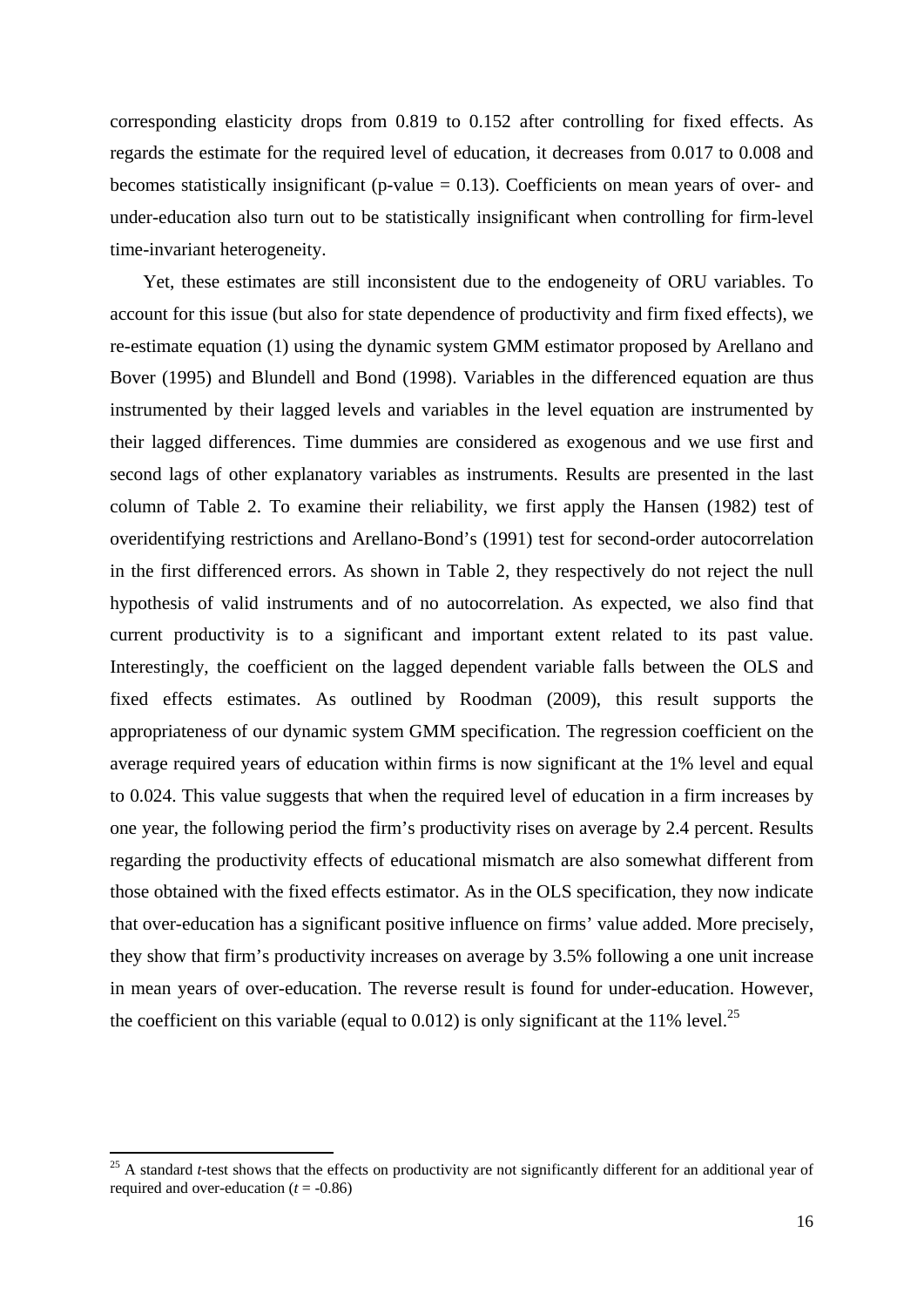corresponding elasticity drops from 0.819 to 0.152 after controlling for fixed effects. As regards the estimate for the required level of education, it decreases from 0.017 to 0.008 and becomes statistically insignificant (p-value = 0.13). Coefficients on mean years of over- and under-education also turn out to be statistically insignificant when controlling for firm-level time-invariant heterogeneity.

Yet, these estimates are still inconsistent due to the endogeneity of ORU variables. To account for this issue (but also for state dependence of productivity and firm fixed effects), we re-estimate equation (1) using the dynamic system GMM estimator proposed by Arellano and Bover (1995) and Blundell and Bond (1998). Variables in the differenced equation are thus instrumented by their lagged levels and variables in the level equation are instrumented by their lagged differences. Time dummies are considered as exogenous and we use first and second lags of other explanatory variables as instruments. Results are presented in the last column of Table 2. To examine their reliability, we first apply the Hansen (1982) test of overidentifying restrictions and Arellano-Bond's (1991) test for second-order autocorrelation in the first differenced errors. As shown in Table 2, they respectively do not reject the null hypothesis of valid instruments and of no autocorrelation. As expected, we also find that current productivity is to a significant and important extent related to its past value. Interestingly, the coefficient on the lagged dependent variable falls between the OLS and fixed effects estimates. As outlined by Roodman (2009), this result supports the appropriateness of our dynamic system GMM specification. The regression coefficient on the average required years of education within firms is now significant at the 1% level and equal to 0.024. This value suggests that when the required level of education in a firm increases by one year, the following period the firm's productivity rises on average by 2.4 percent. Results regarding the productivity effects of educational mismatch are also somewhat different from those obtained with the fixed effects estimator. As in the OLS specification, they now indicate that over-education has a significant positive influence on firms' value added. More precisely, they show that firm's productivity increases on average by 3.5% following a one unit increase in mean years of over-education. The reverse result is found for under-education. However, the coefficient on this variable (equal to 0.012) is only significant at the 11% level.[25]

[25] A standard *t*-test shows that the effects on productivity are not significantly different for an additional year of required and over-education ($t$ = -0.86)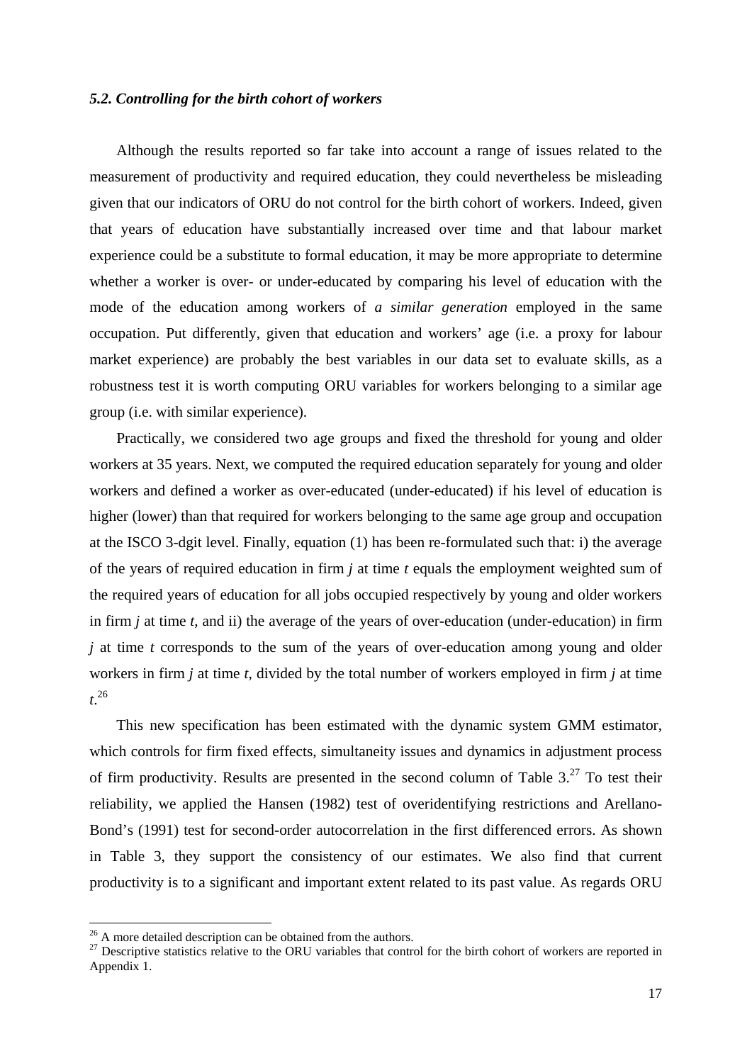### *5.2. Controlling for the birth cohort of workers*

Although the results reported so far take into account a range of issues related to the measurement of productivity and required education, they could nevertheless be misleading given that our indicators of ORU do not control for the birth cohort of workers. Indeed, given that years of education have substantially increased over time and that labour market experience could be a substitute to formal education, it may be more appropriate to determine whether a worker is over- or under-educated by comparing his level of education with the mode of the education among workers of *a similar generation* employed in the same occupation. Put differently, given that education and workers' age (i.e. a proxy for labour market experience) are probably the best variables in our data set to evaluate skills, as a robustness test it is worth computing ORU variables for workers belonging to a similar age group (i.e. with similar experience).

Practically, we considered two age groups and fixed the threshold for young and older workers at 35 years. Next, we computed the required education separately for young and older workers and defined a worker as over-educated (under-educated) if his level of education is higher (lower) than that required for workers belonging to the same age group and occupation at the ISCO 3-dgit level. Finally, equation (1) has been re-formulated such that: i) the average of the years of required education in firm $j$ at time $t$ equals the employment weighted sum of the required years of education for all jobs occupied respectively by young and older workers in firm $j$ at time $t$, and ii) the average of the years of over-education (under-education) in firm $j$ at time $t$ corresponds to the sum of the years of over-education among young and older workers in firm $j$ at time $t$, divided by the total number of workers employed in firm $j$ at time $t$.[26]

This new specification has been estimated with the dynamic system GMM estimator, which controls for firm fixed effects, simultaneity issues and dynamics in adjustment process of firm productivity. Results are presented in the second column of Table 3.[27] To test their reliability, we applied the Hansen (1982) test of overidentifying restrictions and Arellano-Bond's (1991) test for second-order autocorrelation in the first differenced errors. As shown in Table 3, they support the consistency of our estimates. We also find that current productivity is to a significant and important extent related to its past value. As regards ORU

[26] A more detailed description can be obtained from the authors.

[27] Descriptive statistics relative to the ORU variables that control for the birth cohort of workers are reported in Appendix 1.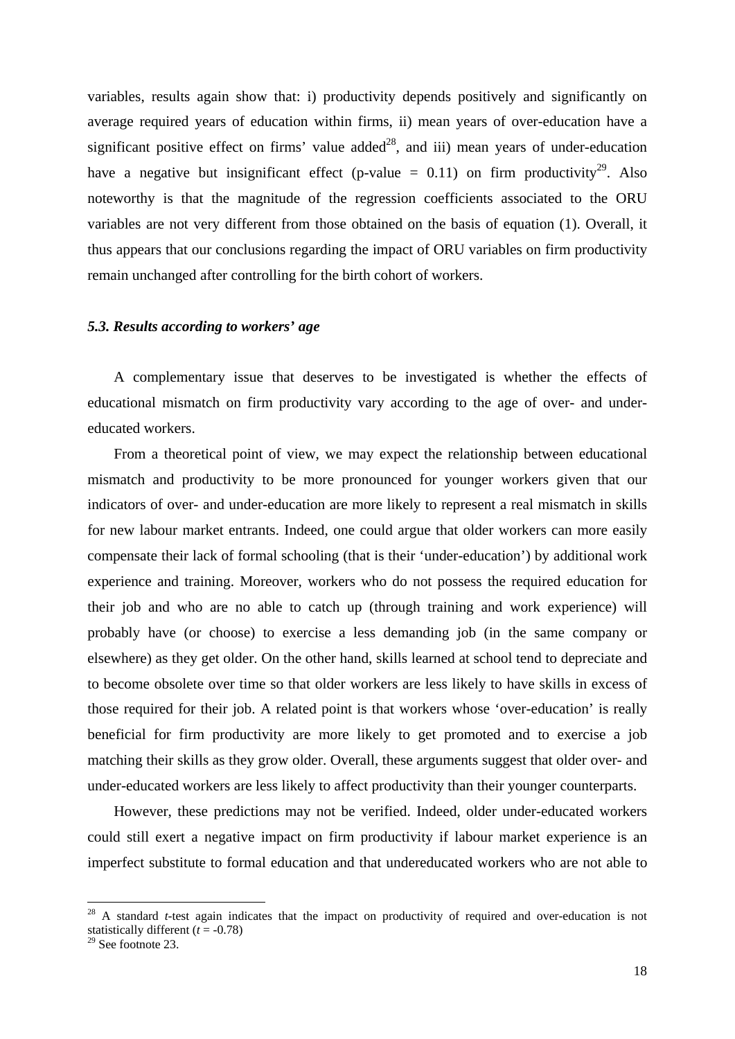variables, results again show that: i) productivity depends positively and significantly on average required years of education within firms, ii) mean years of over-education have a significant positive effect on firms' value added[28], and iii) mean years of under-education have a negative but insignificant effect (p-value = 0.11) on firm productivity[29]. Also noteworthy is that the magnitude of the regression coefficients associated to the ORU variables are not very different from those obtained on the basis of equation (1). Overall, it thus appears that our conclusions regarding the impact of ORU variables on firm productivity remain unchanged after controlling for the birth cohort of workers.

### *5.3. Results according to workers' age*

A complementary issue that deserves to be investigated is whether the effects of educational mismatch on firm productivity vary according to the age of over- and under-educated workers.

From a theoretical point of view, we may expect the relationship between educational mismatch and productivity to be more pronounced for younger workers given that our indicators of over- and under-education are more likely to represent a real mismatch in skills for new labour market entrants. Indeed, one could argue that older workers can more easily compensate their lack of formal schooling (that is their 'under-education') by additional work experience and training. Moreover, workers who do not possess the required education for their job and who are no able to catch up (through training and work experience) will probably have (or choose) to exercise a less demanding job (in the same company or elsewhere) as they get older. On the other hand, skills learned at school tend to depreciate and to become obsolete over time so that older workers are less likely to have skills in excess of those required for their job. A related point is that workers whose 'over-education' is really beneficial for firm productivity are more likely to get promoted and to exercise a job matching their skills as they grow older. Overall, these arguments suggest that older over- and under-educated workers are less likely to affect productivity than their younger counterparts.

However, these predictions may not be verified. Indeed, older under-educated workers could still exert a negative impact on firm productivity if labour market experience is an imperfect substitute to formal education and that undereducated workers who are not able to

---

[28] A standard *t*-test again indicates that the impact on productivity of required and over-education is not statistically different ($t = -0.78$)

[29] See footnote 23.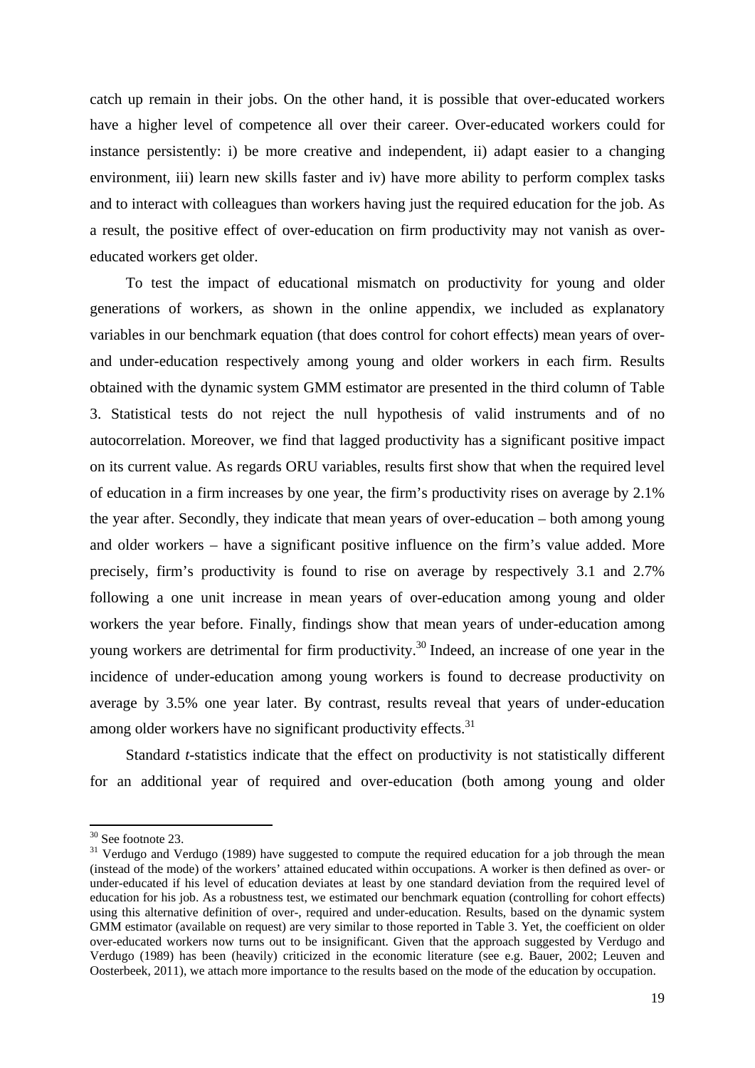catch up remain in their jobs. On the other hand, it is possible that over-educated workers have a higher level of competence all over their career. Over-educated workers could for instance persistently: i) be more creative and independent, ii) adapt easier to a changing environment, iii) learn new skills faster and iv) have more ability to perform complex tasks and to interact with colleagues than workers having just the required education for the job. As a result, the positive effect of over-education on firm productivity may not vanish as over-educated workers get older.

To test the impact of educational mismatch on productivity for young and older generations of workers, as shown in the online appendix, we included as explanatory variables in our benchmark equation (that does control for cohort effects) mean years of over- and under-education respectively among young and older workers in each firm. Results obtained with the dynamic system GMM estimator are presented in the third column of Table 3. Statistical tests do not reject the null hypothesis of valid instruments and of no autocorrelation. Moreover, we find that lagged productivity has a significant positive impact on its current value. As regards ORU variables, results first show that when the required level of education in a firm increases by one year, the firm's productivity rises on average by 2.1% the year after. Secondly, they indicate that mean years of over-education – both among young and older workers – have a significant positive influence on the firm's value added. More precisely, firm's productivity is found to rise on average by respectively 3.1 and 2.7% following a one unit increase in mean years of over-education among young and older workers the year before. Finally, findings show that mean years of under-education among young workers are detrimental for firm productivity.[30] Indeed, an increase of one year in the incidence of under-education among young workers is found to decrease productivity on average by 3.5% one year later. By contrast, results reveal that years of under-education among older workers have no significant productivity effects.[31]

Standard *t*-statistics indicate that the effect on productivity is not statistically different for an additional year of required and over-education (both among young and older

---

[30] See footnote 23.

[31] Verdugo and Verdugo (1989) have suggested to compute the required education for a job through the mean (instead of the mode) of the workers' attained educated within occupations. A worker is then defined as over- or under-educated if his level of education deviates at least by one standard deviation from the required level of education for his job. As a robustness test, we estimated our benchmark equation (controlling for cohort effects) using this alternative definition of over-, required and under-education. Results, based on the dynamic system GMM estimator (available on request) are very similar to those reported in Table 3. Yet, the coefficient on older over-educated workers now turns out to be insignificant. Given that the approach suggested by Verdugo and Verdugo (1989) has been (heavily) criticized in the economic literature (see e.g. Bauer, 2002; Leuven and Oosterbeek, 2011), we attach more importance to the results based on the mode of the education by occupation.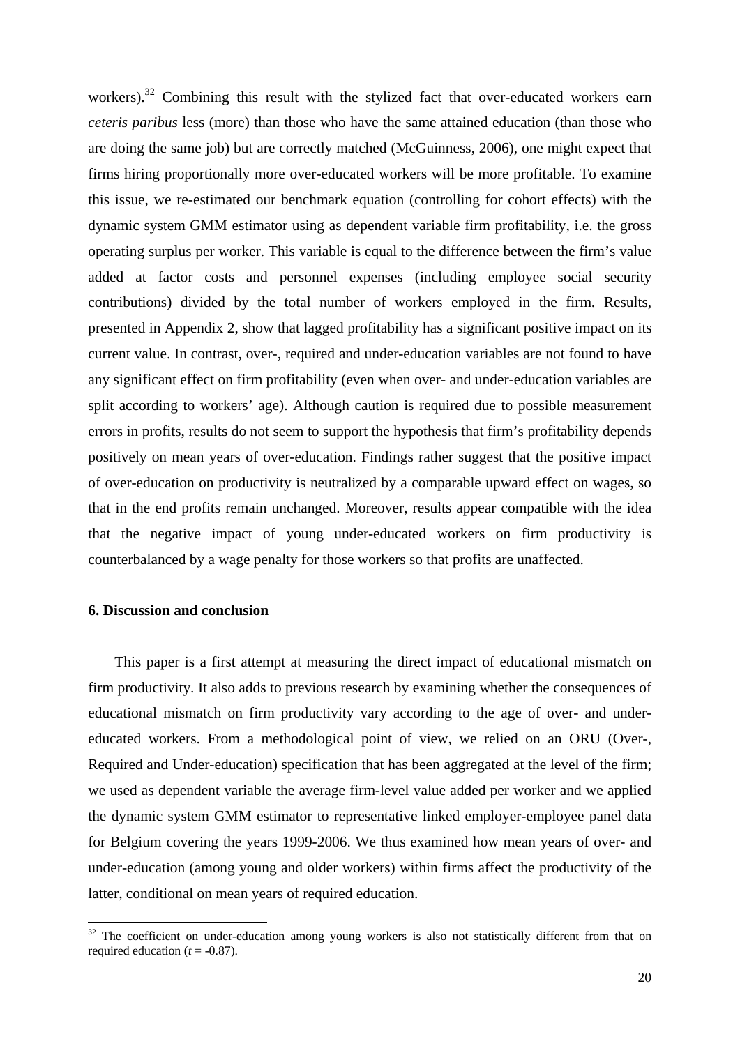workers).[32] Combining this result with the stylized fact that over-educated workers earn *ceteris paribus* less (more) than those who have the same attained education (than those who are doing the same job) but are correctly matched (McGuinness, 2006), one might expect that firms hiring proportionally more over-educated workers will be more profitable. To examine this issue, we re-estimated our benchmark equation (controlling for cohort effects) with the dynamic system GMM estimator using as dependent variable firm profitability, i.e. the gross operating surplus per worker. This variable is equal to the difference between the firm's value added at factor costs and personnel expenses (including employee social security contributions) divided by the total number of workers employed in the firm. Results, presented in Appendix 2, show that lagged profitability has a significant positive impact on its current value. In contrast, over-, required and under-education variables are not found to have any significant effect on firm profitability (even when over- and under-education variables are split according to workers' age). Although caution is required due to possible measurement errors in profits, results do not seem to support the hypothesis that firm's profitability depends positively on mean years of over-education. Findings rather suggest that the positive impact of over-education on productivity is neutralized by a comparable upward effect on wages, so that in the end profits remain unchanged. Moreover, results appear compatible with the idea that the negative impact of young under-educated workers on firm productivity is counterbalanced by a wage penalty for those workers so that profits are unaffected.

## 6. Discussion and conclusion

This paper is a first attempt at measuring the direct impact of educational mismatch on firm productivity. It also adds to previous research by examining whether the consequences of educational mismatch on firm productivity vary according to the age of over- and under-educated workers. From a methodological point of view, we relied on an ORU (Over-, Required and Under-education) specification that has been aggregated at the level of the firm; we used as dependent variable the average firm-level value added per worker and we applied the dynamic system GMM estimator to representative linked employer-employee panel data for Belgium covering the years 1999-2006. We thus examined how mean years of over- and under-education (among young and older workers) within firms affect the productivity of the latter, conditional on mean years of required education.

[32] The coefficient on under-education among young workers is also not statistically different from that on required education ($t$ = -0.87).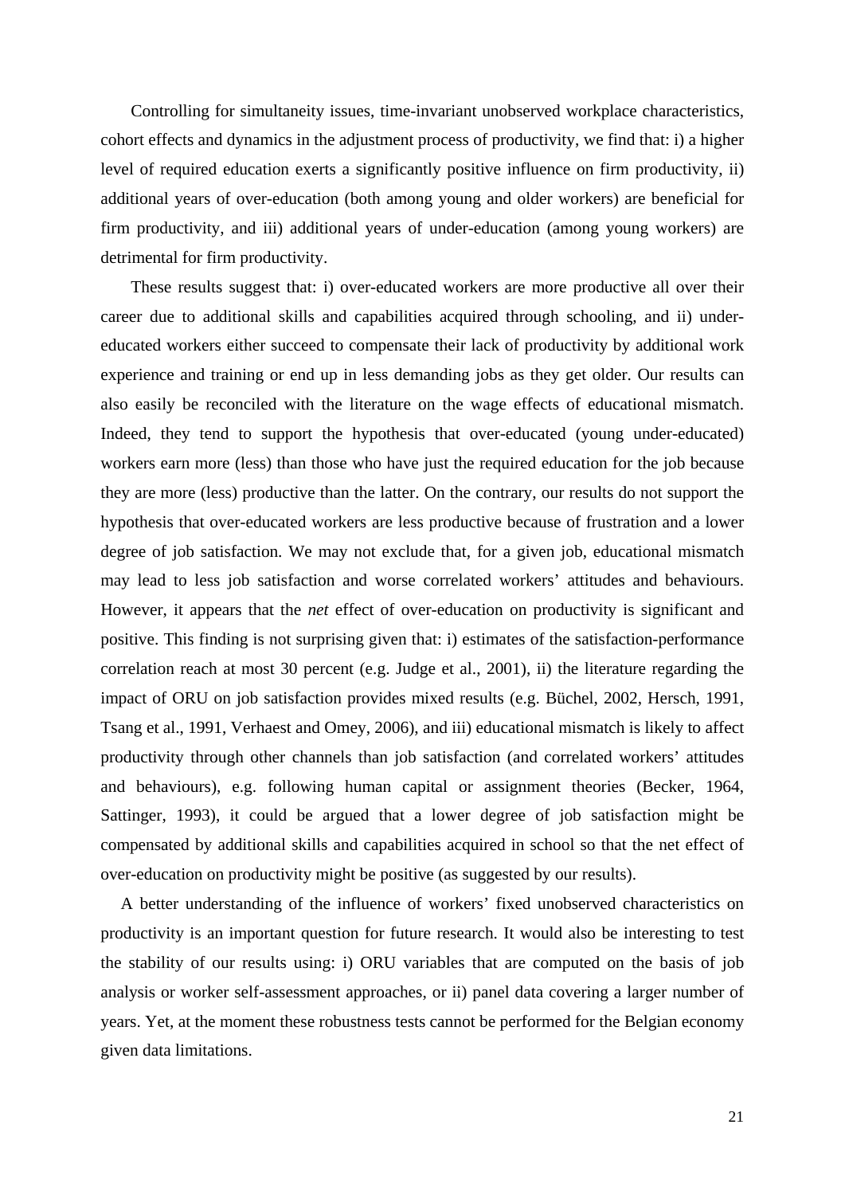Controlling for simultaneity issues, time-invariant unobserved workplace characteristics, cohort effects and dynamics in the adjustment process of productivity, we find that: i) a higher level of required education exerts a significantly positive influence on firm productivity, ii) additional years of over-education (both among young and older workers) are beneficial for firm productivity, and iii) additional years of under-education (among young workers) are detrimental for firm productivity.

These results suggest that: i) over-educated workers are more productive all over their career due to additional skills and capabilities acquired through schooling, and ii) under-educated workers either succeed to compensate their lack of productivity by additional work experience and training or end up in less demanding jobs as they get older. Our results can also easily be reconciled with the literature on the wage effects of educational mismatch. Indeed, they tend to support the hypothesis that over-educated (young under-educated) workers earn more (less) than those who have just the required education for the job because they are more (less) productive than the latter. On the contrary, our results do not support the hypothesis that over-educated workers are less productive because of frustration and a lower degree of job satisfaction. We may not exclude that, for a given job, educational mismatch may lead to less job satisfaction and worse correlated workers' attitudes and behaviours. However, it appears that the *net* effect of over-education on productivity is significant and positive. This finding is not surprising given that: i) estimates of the satisfaction-performance correlation reach at most 30 percent (e.g. Judge et al., 2001), ii) the literature regarding the impact of ORU on job satisfaction provides mixed results (e.g. Büchel, 2002, Hersch, 1991, Tsang et al., 1991, Verhaest and Omey, 2006), and iii) educational mismatch is likely to affect productivity through other channels than job satisfaction (and correlated workers' attitudes and behaviours), e.g. following human capital or assignment theories (Becker, 1964, Sattinger, 1993), it could be argued that a lower degree of job satisfaction might be compensated by additional skills and capabilities acquired in school so that the net effect of over-education on productivity might be positive (as suggested by our results).

A better understanding of the influence of workers' fixed unobserved characteristics on productivity is an important question for future research. It would also be interesting to test the stability of our results using: i) ORU variables that are computed on the basis of job analysis or worker self-assessment approaches, or ii) panel data covering a larger number of years. Yet, at the moment these robustness tests cannot be performed for the Belgian economy given data limitations.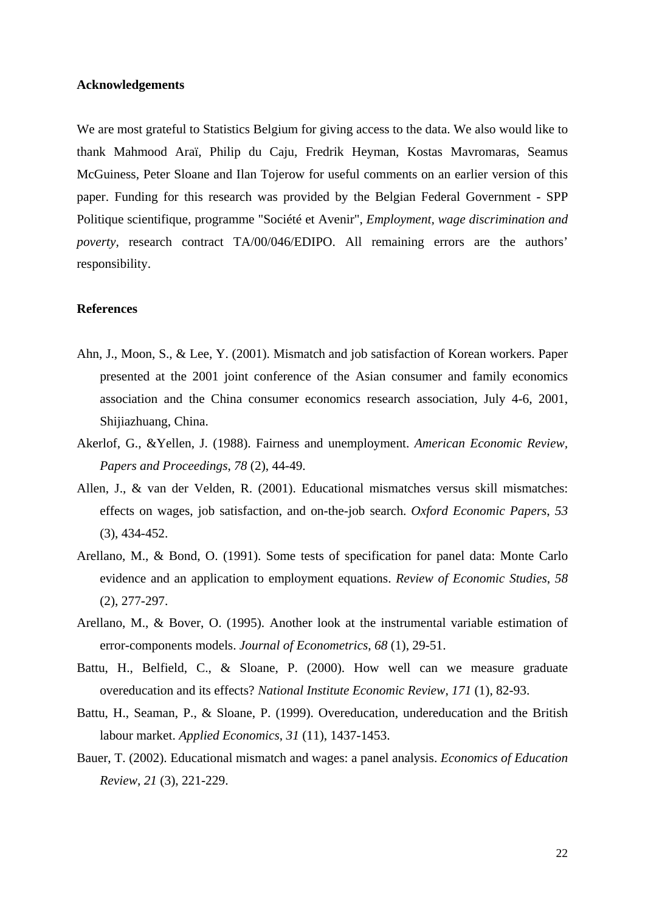**Acknowledgements**

We are most grateful to Statistics Belgium for giving access to the data. We also would like to thank Mahmood Araï, Philip du Caju, Fredrik Heyman, Kostas Mavromaras, Seamus McGuiness, Peter Sloane and Ilan Tojerow for useful comments on an earlier version of this paper. Funding for this research was provided by the Belgian Federal Government - SPP Politique scientifique, programme "Société et Avenir", *Employment, wage discrimination and poverty*, research contract TA/00/046/EDIPO. All remaining errors are the authors' responsibility.

**References**

Ahn, J., Moon, S., & Lee, Y. (2001). Mismatch and job satisfaction of Korean workers. Paper presented at the 2001 joint conference of the Asian consumer and family economics association and the China consumer economics research association, July 4-6, 2001, Shijiazhuang, China.

Akerlof, G., &Yellen, J. (1988). Fairness and unemployment. *American Economic Review, Papers and Proceedings*, *78* (2), 44-49.

Allen, J., & van der Velden, R. (2001). Educational mismatches versus skill mismatches: effects on wages, job satisfaction, and on-the-job search. *Oxford Economic Papers*, *53* (3), 434-452.

Arellano, M., & Bond, O. (1991). Some tests of specification for panel data: Monte Carlo evidence and an application to employment equations. *Review of Economic Studies*, *58* (2), 277-297.

Arellano, M., & Bover, O. (1995). Another look at the instrumental variable estimation of error-components models. *Journal of Econometrics*, *68* (1), 29-51.

Battu, H., Belfield, C., & Sloane, P. (2000). How well can we measure graduate overeducation and its effects? *National Institute Economic Review*, *171* (1), 82-93.

Battu, H., Seaman, P., & Sloane, P. (1999). Overeducation, undereducation and the British labour market. *Applied Economics*, *31* (11), 1437-1453.

Bauer, T. (2002). Educational mismatch and wages: a panel analysis. *Economics of Education Review*, *21* (3), 221-229.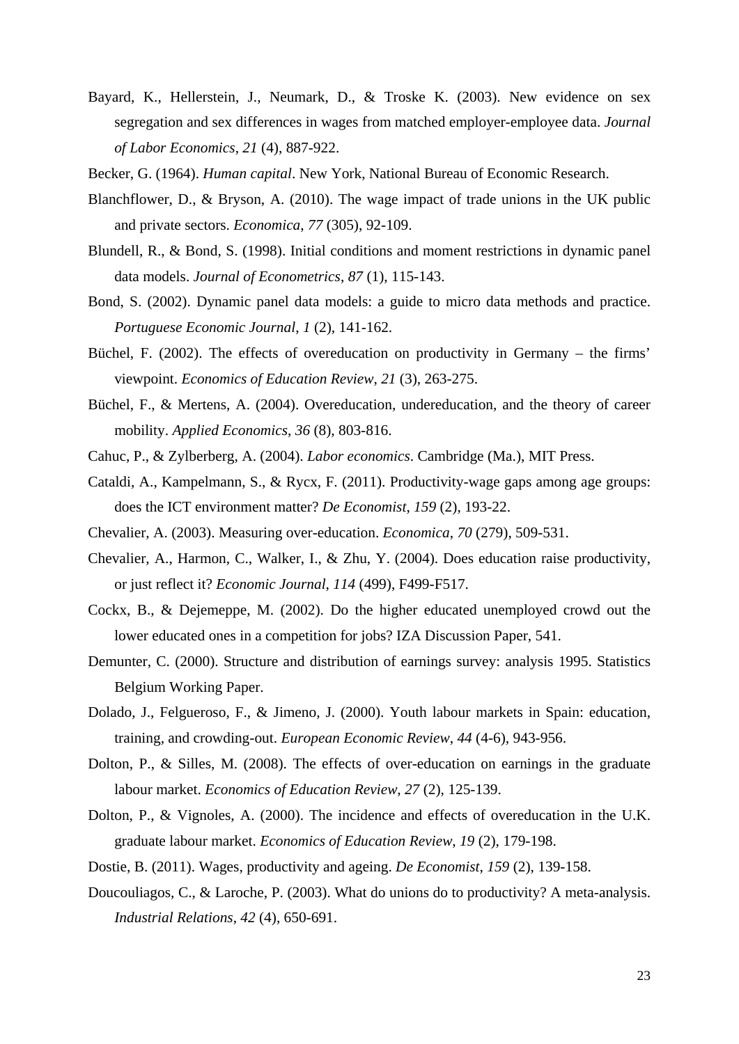Bayard, K., Hellerstein, J., Neumark, D., & Troske K. (2003). New evidence on sex segregation and sex differences in wages from matched employer-employee data. *Journal of Labor Economics*, *21* (4), 887-922.

Becker, G. (1964). *Human capital*. New York, National Bureau of Economic Research.

Blanchflower, D., & Bryson, A. (2010). The wage impact of trade unions in the UK public and private sectors. *Economica*, *77* (305), 92-109.

Blundell, R., & Bond, S. (1998). Initial conditions and moment restrictions in dynamic panel data models. *Journal of Econometrics*, *87* (1), 115-143.

Bond, S. (2002). Dynamic panel data models: a guide to micro data methods and practice. *Portuguese Economic Journal*, *1* (2), 141-162.

Büchel, F. (2002). The effects of overeducation on productivity in Germany – the firms' viewpoint. *Economics of Education Review*, *21* (3), 263-275.

Büchel, F., & Mertens, A. (2004). Overeducation, undereducation, and the theory of career mobility. *Applied Economics*, *36* (8), 803-816.

Cahuc, P., & Zylberberg, A. (2004). *Labor economics*. Cambridge (Ma.), MIT Press.

Cataldi, A., Kampelmann, S., & Rycx, F. (2011). Productivity-wage gaps among age groups: does the ICT environment matter? *De Economist*, *159* (2), 193-22.

Chevalier, A. (2003). Measuring over-education. *Economica*, *70* (279), 509-531.

Chevalier, A., Harmon, C., Walker, I., & Zhu, Y. (2004). Does education raise productivity, or just reflect it? *Economic Journal*, *114* (499), F499-F517.

Cockx, B., & Dejemeppe, M. (2002). Do the higher educated unemployed crowd out the lower educated ones in a competition for jobs? IZA Discussion Paper, 541.

Demunter, C. (2000). Structure and distribution of earnings survey: analysis 1995. Statistics Belgium Working Paper.

Dolado, J., Felgueroso, F., & Jimeno, J. (2000). Youth labour markets in Spain: education, training, and crowding-out. *European Economic Review*, *44* (4-6), 943-956.

Dolton, P., & Silles, M. (2008). The effects of over-education on earnings in the graduate labour market. *Economics of Education Review*, *27* (2), 125-139.

Dolton, P., & Vignoles, A. (2000). The incidence and effects of overeducation in the U.K. graduate labour market. *Economics of Education Review*, *19* (2), 179-198.

Dostie, B. (2011). Wages, productivity and ageing. *De Economist*, *159* (2), 139-158.

Doucouliagos, C., & Laroche, P. (2003). What do unions do to productivity? A meta-analysis. *Industrial Relations*, *42* (4), 650-691.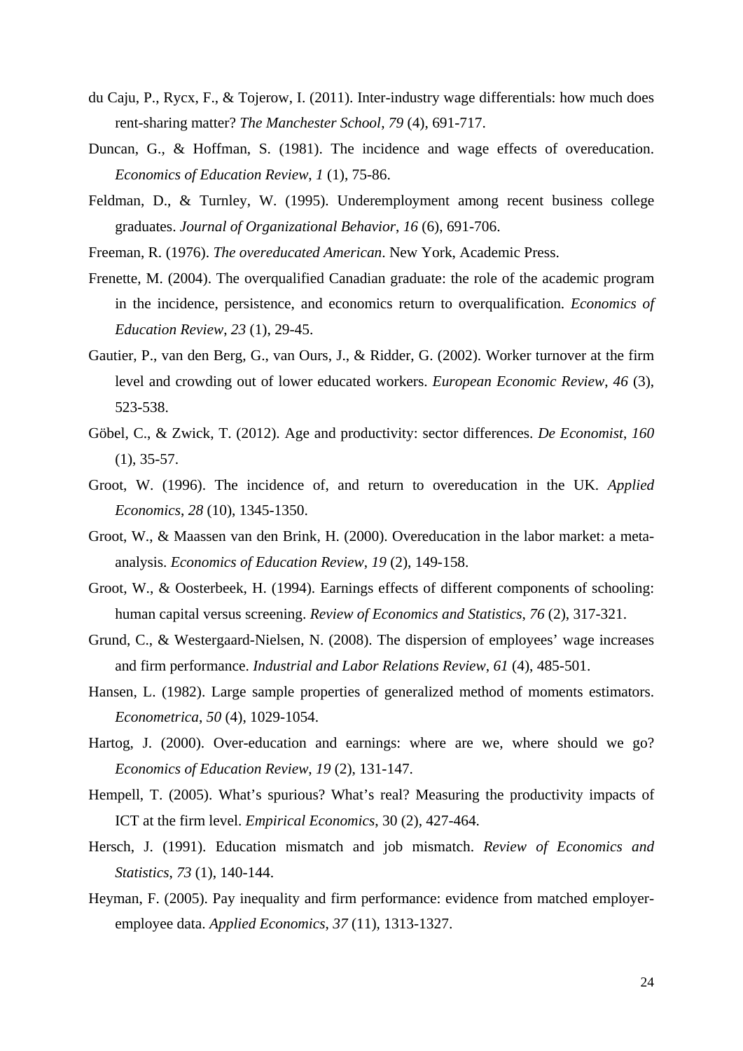du Caju, P., Rycx, F., & Tojerow, I. (2011). Inter-industry wage differentials: how much does rent-sharing matter? *The Manchester School*, *79* (4), 691-717.

Duncan, G., & Hoffman, S. (1981). The incidence and wage effects of overeducation. *Economics of Education Review*, *1* (1), 75-86.

Feldman, D., & Turnley, W. (1995). Underemployment among recent business college graduates. *Journal of Organizational Behavior*, *16* (6), 691-706.

Freeman, R. (1976). *The overeducated American*. New York, Academic Press.

Frenette, M. (2004). The overqualified Canadian graduate: the role of the academic program in the incidence, persistence, and economics return to overqualification. *Economics of Education Review*, *23* (1), 29-45.

Gautier, P., van den Berg, G., van Ours, J., & Ridder, G. (2002). Worker turnover at the firm level and crowding out of lower educated workers. *European Economic Review*, *46* (3), 523-538.

Göbel, C., & Zwick, T. (2012). Age and productivity: sector differences. *De Economist*, *160* (1), 35-57.

Groot, W. (1996). The incidence of, and return to overeducation in the UK. *Applied Economics*, *28* (10), 1345-1350.

Groot, W., & Maassen van den Brink, H. (2000). Overeducation in the labor market: a meta-analysis. *Economics of Education Review*, *19* (2), 149-158.

Groot, W., & Oosterbeek, H. (1994). Earnings effects of different components of schooling: human capital versus screening. *Review of Economics and Statistics*, *76* (2), 317-321.

Grund, C., & Westergaard-Nielsen, N. (2008). The dispersion of employees' wage increases and firm performance. *Industrial and Labor Relations Review*, *61* (4), 485-501.

Hansen, L. (1982). Large sample properties of generalized method of moments estimators. *Econometrica*, *50* (4), 1029-1054.

Hartog, J. (2000). Over-education and earnings: where are we, where should we go? *Economics of Education Review*, *19* (2), 131-147.

Hempell, T. (2005). What's spurious? What's real? Measuring the productivity impacts of ICT at the firm level. *Empirical Economics*, 30 (2), 427-464.

Hersch, J. (1991). Education mismatch and job mismatch. *Review of Economics and Statistics*, *73* (1), 140-144.

Heyman, F. (2005). Pay inequality and firm performance: evidence from matched employer-employee data. *Applied Economics*, *37* (11), 1313-1327.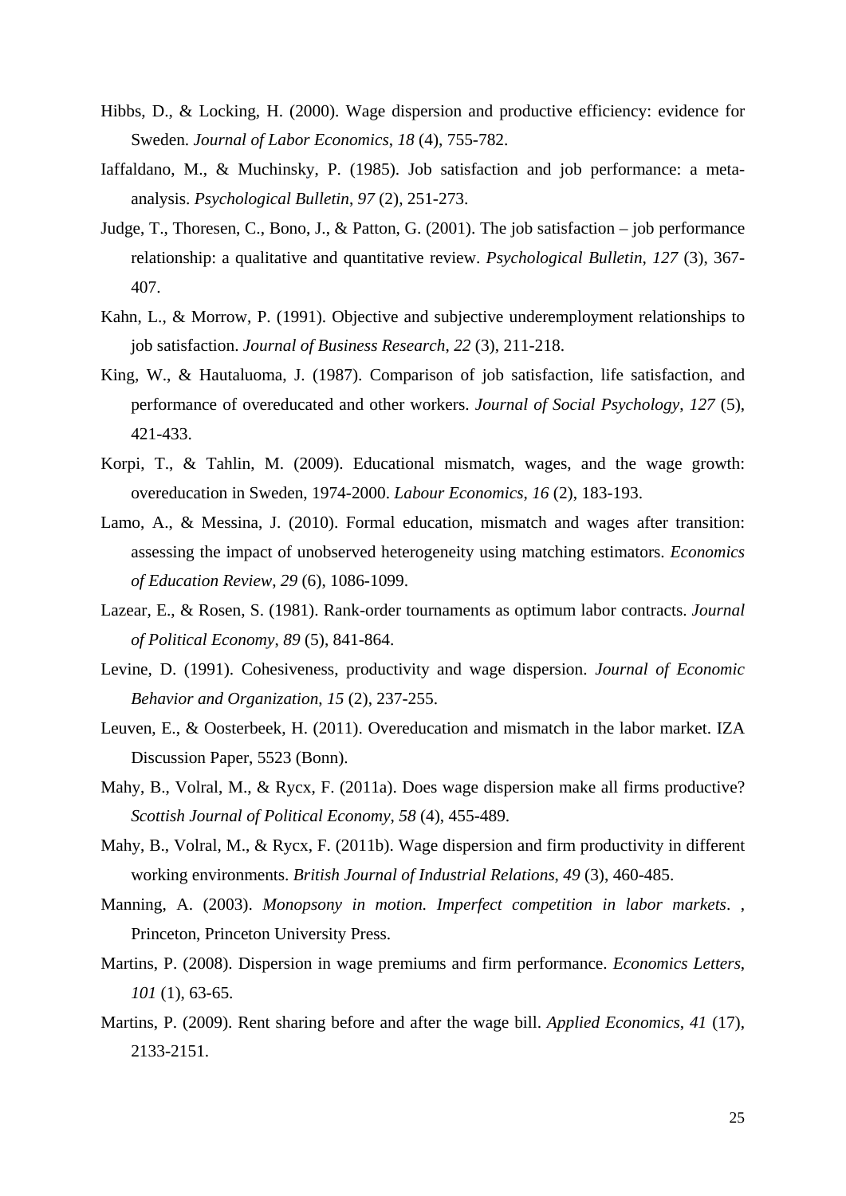Hibbs, D., & Locking, H. (2000). Wage dispersion and productive efficiency: evidence for Sweden. *Journal of Labor Economics*, *18* (4), 755-782.

Iaffaldano, M., & Muchinsky, P. (1985). Job satisfaction and job performance: a meta-analysis. *Psychological Bulletin*, *97* (2), 251-273.

Judge, T., Thoresen, C., Bono, J., & Patton, G. (2001). The job satisfaction – job performance relationship: a qualitative and quantitative review. *Psychological Bulletin*, *127* (3), 367-407.

Kahn, L., & Morrow, P. (1991). Objective and subjective underemployment relationships to job satisfaction. *Journal of Business Research*, *22* (3), 211-218.

King, W., & Hautaluoma, J. (1987). Comparison of job satisfaction, life satisfaction, and performance of overeducated and other workers. *Journal of Social Psychology*, *127* (5), 421-433.

Korpi, T., & Tahlin, M. (2009). Educational mismatch, wages, and the wage growth: overeducation in Sweden, 1974-2000. *Labour Economics*, *16* (2), 183-193.

Lamo, A., & Messina, J. (2010). Formal education, mismatch and wages after transition: assessing the impact of unobserved heterogeneity using matching estimators. *Economics of Education Review*, *29* (6), 1086-1099.

Lazear, E., & Rosen, S. (1981). Rank-order tournaments as optimum labor contracts. *Journal of Political Economy*, *89* (5), 841-864.

Levine, D. (1991). Cohesiveness, productivity and wage dispersion. *Journal of Economic Behavior and Organization*, *15* (2), 237-255.

Leuven, E., & Oosterbeek, H. (2011). Overeducation and mismatch in the labor market. IZA Discussion Paper, 5523 (Bonn).

Mahy, B., Volral, M., & Rycx, F. (2011a). Does wage dispersion make all firms productive? *Scottish Journal of Political Economy*, *58* (4), 455-489.

Mahy, B., Volral, M., & Rycx, F. (2011b). Wage dispersion and firm productivity in different working environments. *British Journal of Industrial Relations*, *49* (3), 460-485.

Manning, A. (2003). *Monopsony in motion. Imperfect competition in labor markets*. , Princeton, Princeton University Press.

Martins, P. (2008). Dispersion in wage premiums and firm performance. *Economics Letters*, *101* (1), 63-65.

Martins, P. (2009). Rent sharing before and after the wage bill. *Applied Economics*, *41* (17), 2133-2151.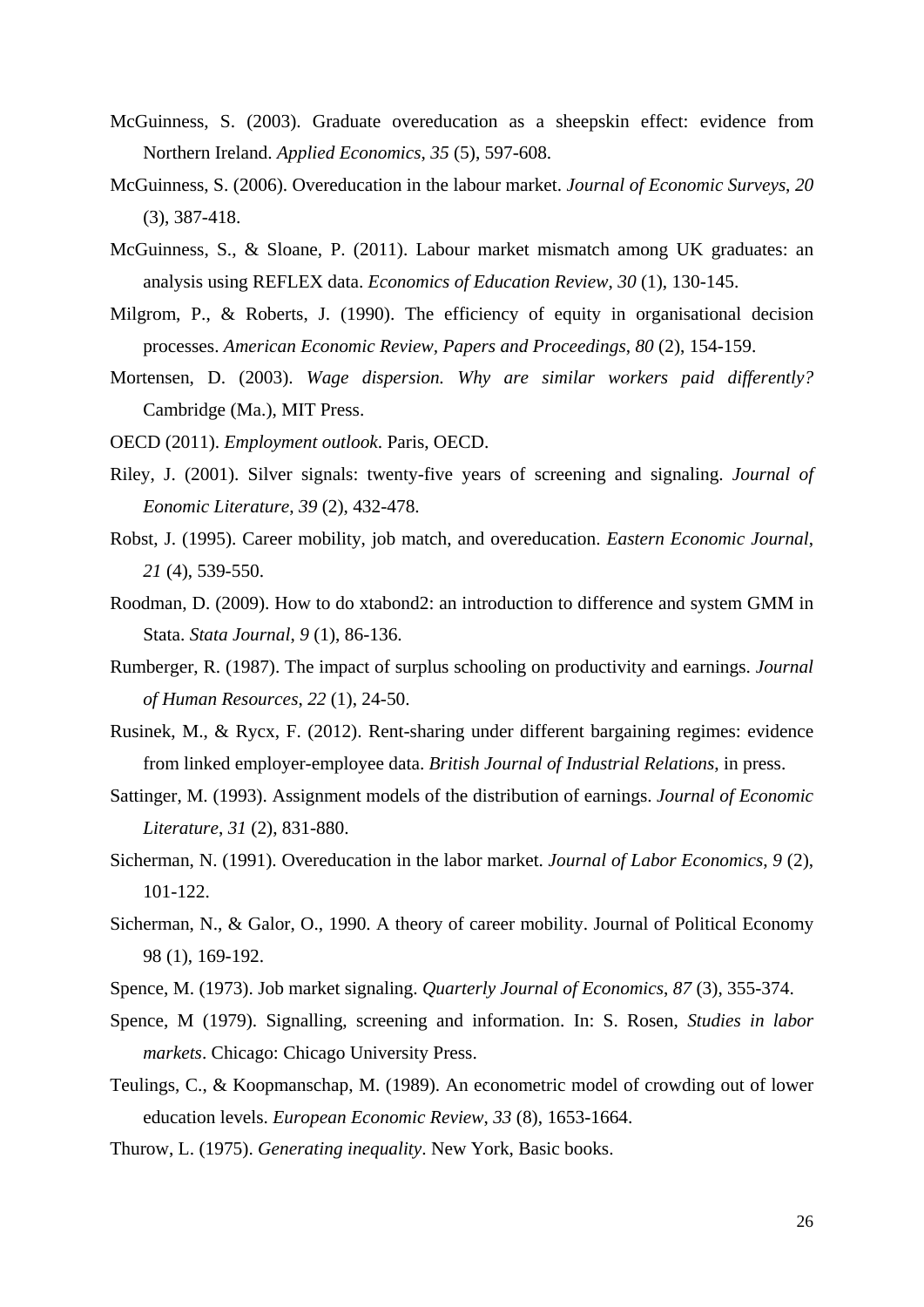McGuinness, S. (2003). Graduate overeducation as a sheepskin effect: evidence from Northern Ireland. *Applied Economics*, *35* (5), 597-608.

McGuinness, S. (2006). Overeducation in the labour market. *Journal of Economic Surveys*, *20* (3), 387-418.

McGuinness, S., & Sloane, P. (2011). Labour market mismatch among UK graduates: an analysis using REFLEX data. *Economics of Education Review*, *30* (1), 130-145.

Milgrom, P., & Roberts, J. (1990). The efficiency of equity in organisational decision processes. *American Economic Review, Papers and Proceedings*, *80* (2), 154-159.

Mortensen, D. (2003). *Wage dispersion. Why are similar workers paid differently?* Cambridge (Ma.), MIT Press.

OECD (2011). *Employment outlook*. Paris, OECD.

Riley, J. (2001). Silver signals: twenty-five years of screening and signaling. *Journal of Eonomic Literature*, *39* (2), 432-478.

Robst, J. (1995). Career mobility, job match, and overeducation. *Eastern Economic Journal*, *21* (4), 539-550.

Roodman, D. (2009). How to do xtabond2: an introduction to difference and system GMM in Stata. *Stata Journal*, *9* (1), 86-136.

Rumberger, R. (1987). The impact of surplus schooling on productivity and earnings. *Journal of Human Resources*, *22* (1), 24-50.

Rusinek, M., & Rycx, F. (2012). Rent-sharing under different bargaining regimes: evidence from linked employer-employee data. *British Journal of Industrial Relations*, in press.

Sattinger, M. (1993). Assignment models of the distribution of earnings. *Journal of Economic Literature*, *31* (2), 831-880.

Sicherman, N. (1991). Overeducation in the labor market. *Journal of Labor Economics*, *9* (2), 101-122.

Sicherman, N., & Galor, O., 1990. A theory of career mobility. Journal of Political Economy 98 (1), 169-192.

Spence, M. (1973). Job market signaling. *Quarterly Journal of Economics*, *87* (3), 355-374.

Spence, M (1979). Signalling, screening and information. In: S. Rosen, *Studies in labor markets*. Chicago: Chicago University Press.

Teulings, C., & Koopmanschap, M. (1989). An econometric model of crowding out of lower education levels. *European Economic Review*, *33* (8), 1653-1664.

Thurow, L. (1975). *Generating inequality*. New York, Basic books.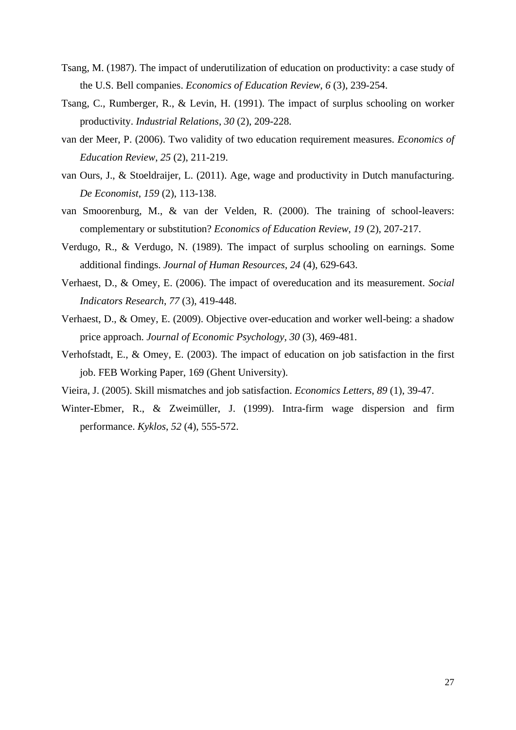Tsang, M. (1987). The impact of underutilization of education on productivity: a case study of the U.S. Bell companies. *Economics of Education Review*, *6* (3), 239-254.

Tsang, C., Rumberger, R., & Levin, H. (1991). The impact of surplus schooling on worker productivity. *Industrial Relations*, *30* (2), 209-228.

van der Meer, P. (2006). Two validity of two education requirement measures. *Economics of Education Review*, *25* (2), 211-219.

van Ours, J., & Stoeldraijer, L. (2011). Age, wage and productivity in Dutch manufacturing. *De Economist*, *159* (2), 113-138.

van Smoorenburg, M., & van der Velden, R. (2000). The training of school-leavers: complementary or substitution? *Economics of Education Review*, *19* (2), 207-217.

Verdugo, R., & Verdugo, N. (1989). The impact of surplus schooling on earnings. Some additional findings. *Journal of Human Resources*, *24* (4), 629-643.

Verhaest, D., & Omey, E. (2006). The impact of overeducation and its measurement. *Social Indicators Research*, *77* (3), 419-448.

Verhaest, D., & Omey, E. (2009). Objective over-education and worker well-being: a shadow price approach. *Journal of Economic Psychology*, *30* (3), 469-481.

Verhofstadt, E., & Omey, E. (2003). The impact of education on job satisfaction in the first job. FEB Working Paper, 169 (Ghent University).

Vieira, J. (2005). Skill mismatches and job satisfaction. *Economics Letters*, *89* (1), 39-47.

Winter-Ebmer, R., & Zweimüller, J. (1999). Intra-firm wage dispersion and firm performance. *Kyklos*, *52* (4), 555-572.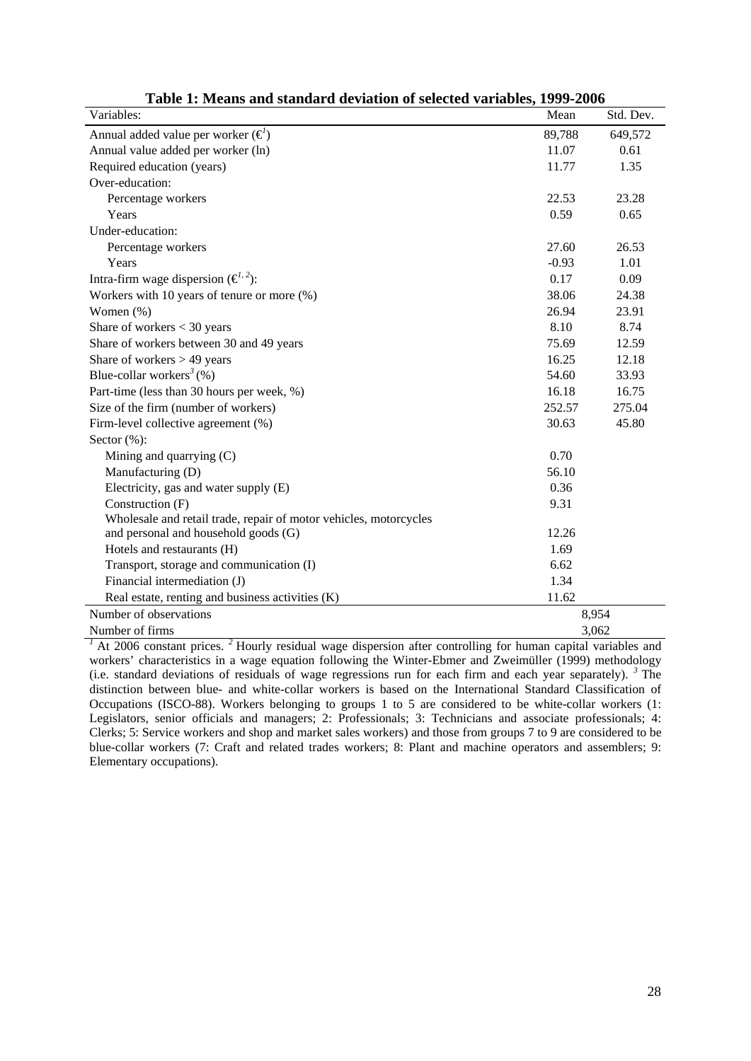**Table 1: Means and standard deviation of selected variables, 1999-2006**

| Variables: | Mean | Std. Dev. |
|---|---|---|
| Annual added value per worker (€[1]) | 89,788 | 649,572 |
| Annual value added per worker (ln) | 11.07 | 0.61 |
| Required education (years) | 11.77 | 1.35 |
| Over-education: | | |
| Percentage workers | 22.53 | 23.28 |
| Years | 0.59 | 0.65 |
| Under-education: | | |
| Percentage workers | 27.60 | 26.53 |
| Years | -0.93 | 1.01 |
| Intra-firm wage dispersion (€[1, 2]): | 0.17 | 0.09 |
| Workers with 10 years of tenure or more (%) | 38.06 | 24.38 |
| Women (%) | 26.94 | 23.91 |
| Share of workers < 30 years | 8.10 | 8.74 |
| Share of workers between 30 and 49 years | 75.69 | 12.59 |
| Share of workers > 49 years | 16.25 | 12.18 |
| Blue-collar workers[3] (%) | 54.60 | 33.93 |
| Part-time (less than 30 hours per week, %) | 16.18 | 16.75 |
| Size of the firm (number of workers) | 252.57 | 275.04 |
| Firm-level collective agreement (%) | 30.63 | 45.80 |
| Sector (%): | | |
| Mining and quarrying (C) | 0.70 | |
| Manufacturing (D) | 56.10 | |
| Electricity, gas and water supply (E) | 0.36 | |
| Construction (F) | 9.31 | |
| Wholesale and retail trade, repair of motor vehicles, motorcycles and personal and household goods (G) | 12.26 | |
| Hotels and restaurants (H) | 1.69 | |
| Transport, storage and communication (I) | 6.62 | |
| Financial intermediation (J) | 1.34 | |
| Real estate, renting and business activities (K) | 11.62 | |
| Number of observations | 8,954 | |
| Number of firms | 3,062 | |

[1] At 2006 constant prices. [2] Hourly residual wage dispersion after controlling for human capital variables and workers' characteristics in a wage equation following the Winter-Ebmer and Zweimüller (1999) methodology (i.e. standard deviations of residuals of wage regressions run for each firm and each year separately). [3] The distinction between blue- and white-collar workers is based on the International Standard Classification of Occupations (ISCO-88). Workers belonging to groups 1 to 5 are considered to be white-collar workers (1: Legislators, senior officials and managers; 2: Professionals; 3: Technicians and associate professionals; 4: Clerks; 5: Service workers and shop and market sales workers) and those from groups 7 to 9 are considered to be blue-collar workers (7: Craft and related trades workers; 8: Plant and machine operators and assemblers; 9: Elementary occupations).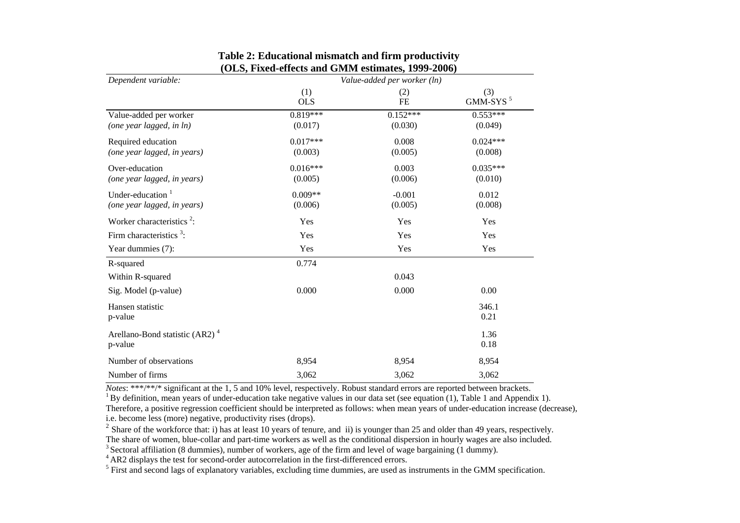**Table 2: Educational mismatch and firm productivity**
**(OLS, Fixed-effects and GMM estimates, 1999-2006)**

| *Dependent variable:* | *Value-added per worker (ln)* | | |
|---|---|---|---|
| | (1) OLS | (2) FE | (3) GMM-SYS [5] |
| Value-added per worker | 0.819*** | 0.152*** | 0.553*** |
| *(one year lagged, in ln)* | (0.017) | (0.030) | (0.049) |
| Required education | 0.017*** | 0.008 | 0.024*** |
| *(one year lagged, in years)* | (0.003) | (0.005) | (0.008) |
| Over-education | 0.016*** | 0.003 | 0.035*** |
| *(one year lagged, in years)* | (0.005) | (0.006) | (0.010) |
| Under-education [1] | 0.009** | -0.001 | 0.012 |
| *(one year lagged, in years)* | (0.006) | (0.005) | (0.008) |
| Worker characteristics [2]: | Yes | Yes | Yes |
| Firm characteristics [3]: | Yes | Yes | Yes |
| Year dummies (7): | Yes | Yes | Yes |
| R-squared | 0.774 | | |
| Within R-squared | | 0.043 | |
| Sig. Model (p-value) | 0.000 | 0.000 | 0.00 |
| Hansen statistic | | | 346.1 |
| p-value | | | 0.21 |
| Arellano-Bond statistic (AR2) [4] | | | 1.36 |
| p-value | | | 0.18 |
| Number of observations | 8,954 | 8,954 | 8,954 |
| Number of firms | 3,062 | 3,062 | 3,062 |

*Notes*: ***/**/* significant at the 1, 5 and 10% level, respectively. Robust standard errors are reported between brackets.

[1] By definition, mean years of under-education take negative values in our data set (see equation (1), Table 1 and Appendix 1). Therefore, a positive regression coefficient should be interpreted as follows: when mean years of under-education increase (decrease), i.e. become less (more) negative, productivity rises (drops).

[2] Share of the workforce that: i) has at least 10 years of tenure, and ii) is younger than 25 and older than 49 years, respectively. The share of women, blue-collar and part-time workers as well as the conditional dispersion in hourly wages are also included.

[3] Sectoral affiliation (8 dummies), number of workers, age of the firm and level of wage bargaining (1 dummy).

[4] AR2 displays the test for second-order autocorrelation in the first-differenced errors.

[5] First and second lags of explanatory variables, excluding time dummies, are used as instruments in the GMM specification.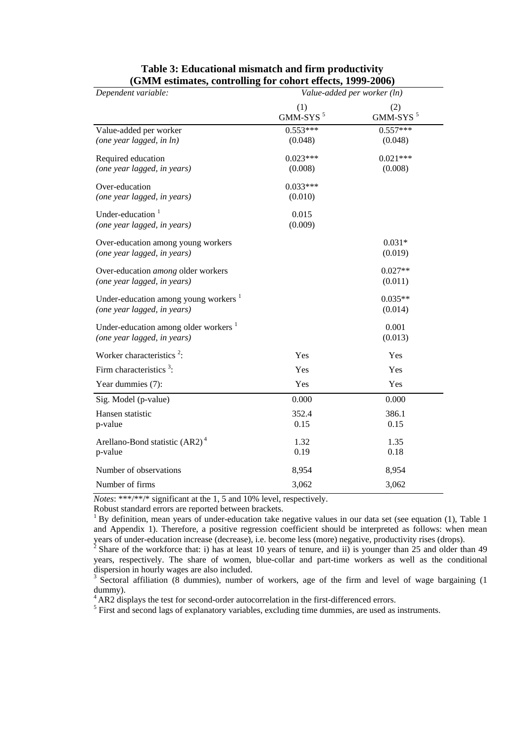**Table 3: Educational mismatch and firm productivity**
**(GMM estimates, controlling for cohort effects, 1999-2006)**

| *Dependent variable:* | *Value-added per worker (ln)* | |
|---|---|---|
| | (1) GMM-SYS [5] | (2) GMM-SYS [5] |
| Value-added per worker *(one year lagged, in ln)* | 0.553*** (0.048) | 0.557*** (0.048) |
| Required education *(one year lagged, in years)* | 0.023*** (0.008) | 0.021*** (0.008) |
| Over-education *(one year lagged, in years)* | 0.033*** (0.010) | |
| Under-education [1] *(one year lagged, in years)* | 0.015 (0.009) | |
| Over-education among young workers *(one year lagged, in years)* | | 0.031* (0.019) |
| Over-education *among* older workers *(one year lagged, in years)* | | 0.027** (0.011) |
| Under-education among young workers [1] *(one year lagged, in years)* | | 0.035** (0.014) |
| Under-education among older workers [1] *(one year lagged, in years)* | | 0.001 (0.013) |
| Worker characteristics [2]: | Yes | Yes |
| Firm characteristics [3]: | Yes | Yes |
| Year dummies (7): | Yes | Yes |
| Sig. Model (p-value) | 0.000 | 0.000 |
| Hansen statistic | 352.4 | 386.1 |
| p-value | 0.15 | 0.15 |
| Arellano-Bond statistic (AR2) [4] | 1.32 | 1.35 |
| p-value | 0.19 | 0.18 |
| Number of observations | 8,954 | 8,954 |
| Number of firms | 3,062 | 3,062 |

*Notes*: ***/**/* significant at the 1, 5 and 10% level, respectively.
Robust standard errors are reported between brackets.
[1] By definition, mean years of under-education take negative values in our data set (see equation (1), Table 1 and Appendix 1). Therefore, a positive regression coefficient should be interpreted as follows: when mean years of under-education increase (decrease), i.e. become less (more) negative, productivity rises (drops).
[2] Share of the workforce that: i) has at least 10 years of tenure, and ii) is younger than 25 and older than 49 years, respectively. The share of women, blue-collar and part-time workers as well as the conditional dispersion in hourly wages are also included.
[3] Sectoral affiliation (8 dummies), number of workers, age of the firm and level of wage bargaining (1 dummy).
[4] AR2 displays the test for second-order autocorrelation in the first-differenced errors.
[5] First and second lags of explanatory variables, excluding time dummies, are used as instruments.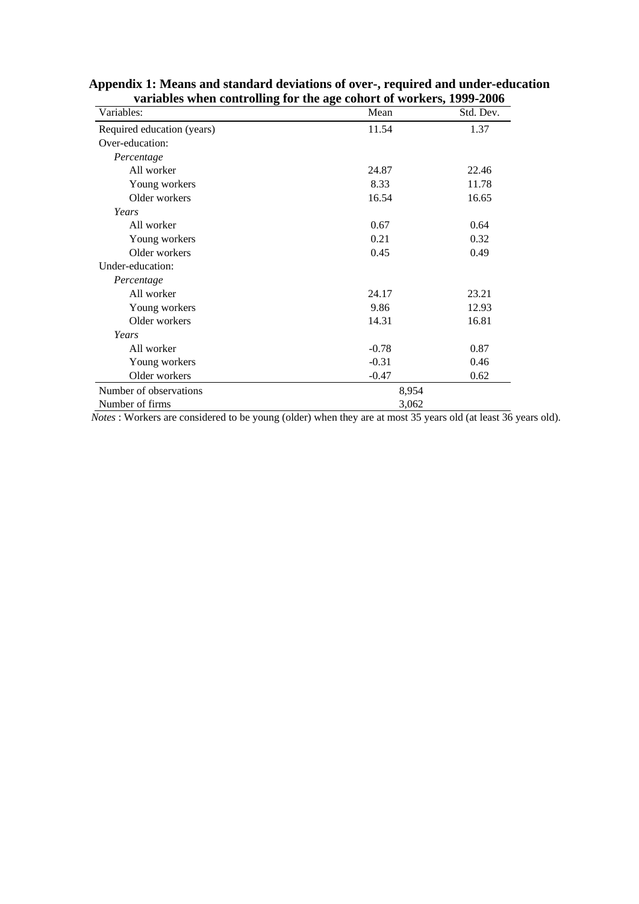**Appendix 1: Means and standard deviations of over-, required and under-education variables when controlling for the age cohort of workers, 1999-2006**

| Variables: | Mean | Std. Dev. |
|---|---|---|
| Required education (years) | 11.54 | 1.37 |
| Over-education: | | |
| *Percentage* | | |
| All worker | 24.87 | 22.46 |
| Young workers | 8.33 | 11.78 |
| Older workers | 16.54 | 16.65 |
| *Years* | | |
| All worker | 0.67 | 0.64 |
| Young workers | 0.21 | 0.32 |
| Older workers | 0.45 | 0.49 |
| Under-education: | | |
| *Percentage* | | |
| All worker | 24.17 | 23.21 |
| Young workers | 9.86 | 12.93 |
| Older workers | 14.31 | 16.81 |
| *Years* | | |
| All worker | -0.78 | 0.87 |
| Young workers | -0.31 | 0.46 |
| Older workers | -0.47 | 0.62 |
| Number of observations | 8,954 | |
| Number of firms | 3,062 | |

*Notes* : Workers are considered to be young (older) when they are at most 35 years old (at least 36 years old).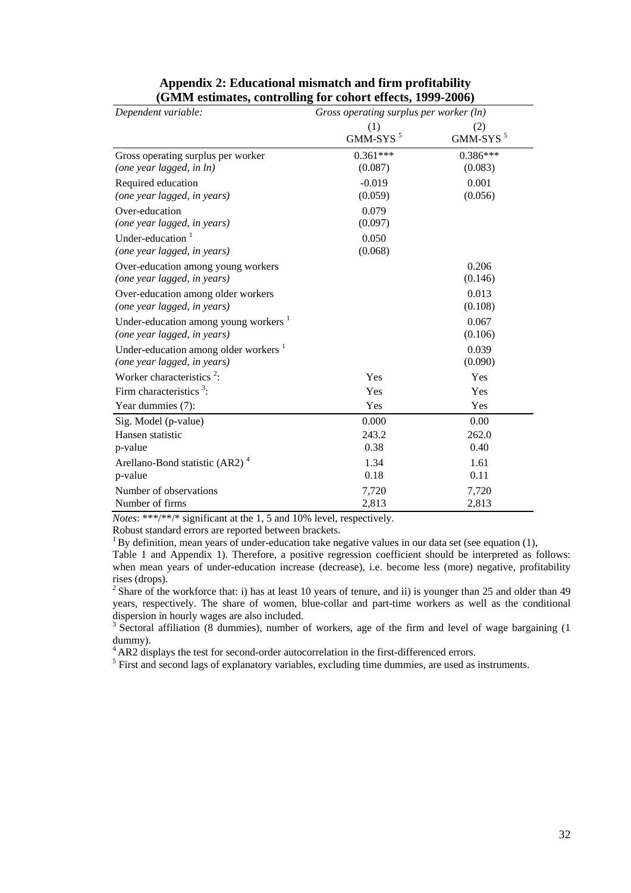**Appendix 2: Educational mismatch and firm profitability**
**(GMM estimates, controlling for cohort effects, 1999-2006)**

| *Dependent variable:* | *Gross operating surplus per worker (ln)* | |
|---|---|---|
| | (1) GMM-SYS [5] | (2) GMM-SYS [5] |
| Gross operating surplus per worker *(one year lagged, in ln)* | 0.361*** (0.087) | 0.386*** (0.083) |
| Required education *(one year lagged, in years)* | -0.019 (0.059) | 0.001 (0.056) |
| Over-education *(one year lagged, in years)* | 0.079 (0.097) | |
| Under-education [1] *(one year lagged, in years)* | 0.050 (0.068) | |
| Over-education among young workers *(one year lagged, in years)* | | 0.206 (0.146) |
| Over-education among older workers *(one year lagged, in years)* | | 0.013 (0.108) |
| Under-education among young workers [1] *(one year lagged, in years)* | | 0.067 (0.106) |
| Under-education among older workers [1] *(one year lagged, in years)* | | 0.039 (0.090) |
| Worker characteristics [2]: | Yes | Yes |
| Firm characteristics [3]: | Yes | Yes |
| Year dummies (7): | Yes | Yes |
| Sig. Model (p-value) | 0.000 | 0.00 |
| Hansen statistic | 243.2 | 262.0 |
| p-value | 0.38 | 0.40 |
| Arellano-Bond statistic (AR2) [4] | 1.34 | 1.61 |
| p-value | 0.18 | 0.11 |
| Number of observations | 7,720 | 7,720 |
| Number of firms | 2,813 | 2,813 |

*Notes*: ***/**/* significant at the 1, 5 and 10% level, respectively.

Robust standard errors are reported between brackets.

[1] By definition, mean years of under-education take negative values in our data set (see equation (1), Table 1 and Appendix 1). Therefore, a positive regression coefficient should be interpreted as follows: when mean years of under-education increase (decrease), i.e. become less (more) negative, profitability rises (drops).

[2] Share of the workforce that: i) has at least 10 years of tenure, and ii) is younger than 25 and older than 49 years, respectively. The share of women, blue-collar and part-time workers as well as the conditional dispersion in hourly wages are also included.

[3] Sectoral affiliation (8 dummies), number of workers, age of the firm and level of wage bargaining (1 dummy).

[4] AR2 displays the test for second-order autocorrelation in the first-differenced errors.

[5] First and second lags of explanatory variables, excluding time dummies, are used as instruments.